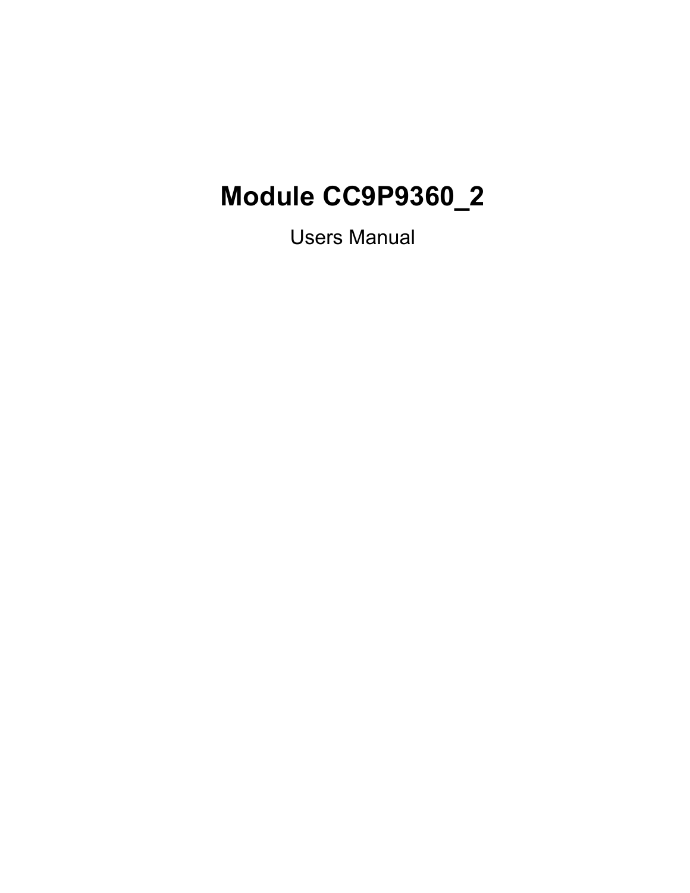# Module CC9P9360_2

Users Manual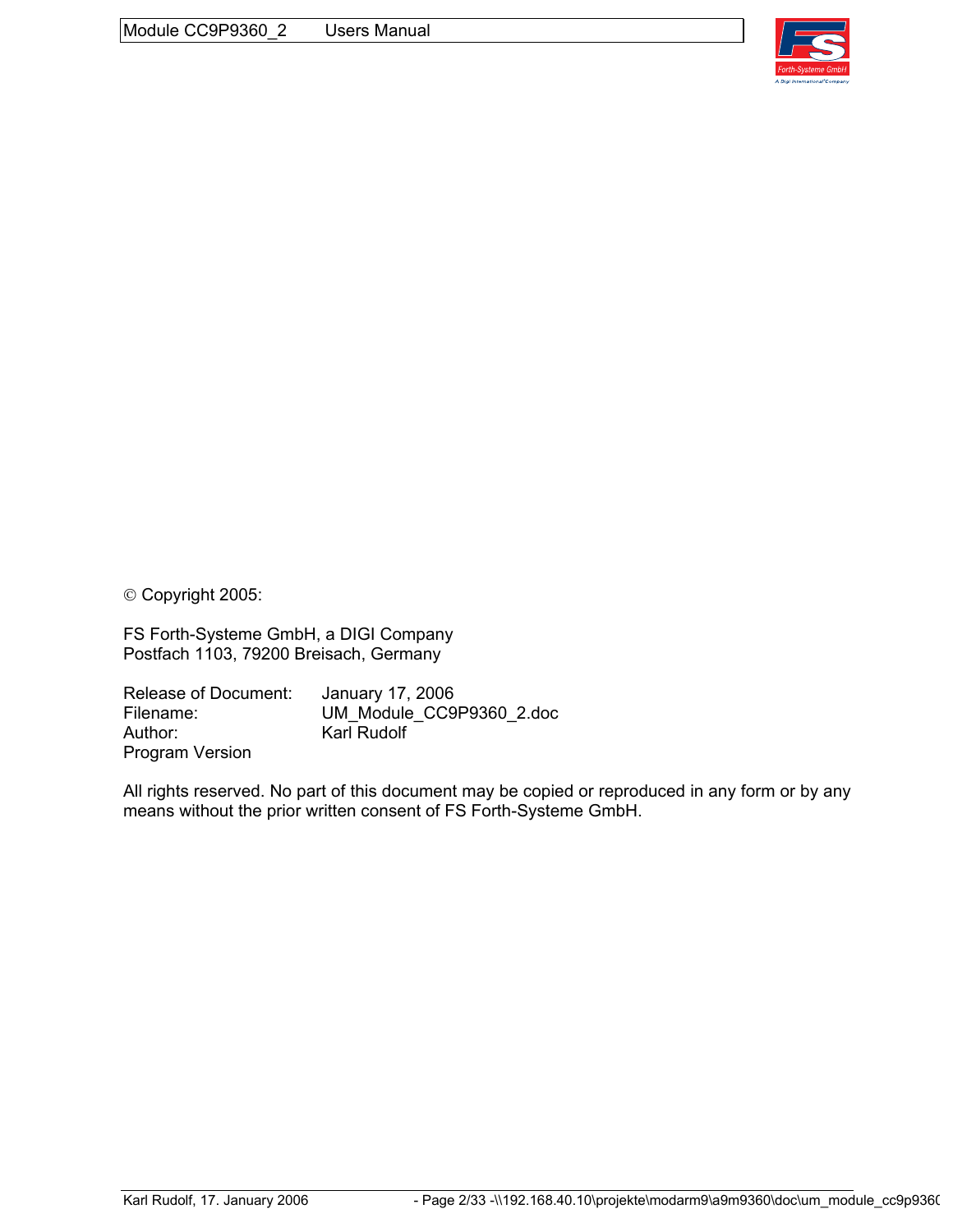© Copyright 2005:

FS Forth-Systeme GmbH, a DIGI Company
Postfach 1103, 79200 Breisach, Germany

| | |
|---|---|
| Release of Document: | January 17, 2006 |
| Filename: | UM_Module_CC9P9360_2.doc |
| Author: | Karl Rudolf |
| Program Version | |

All rights reserved. No part of this document may be copied or reproduced in any form or by any means without the prior written consent of FS Forth-Systeme GmbH.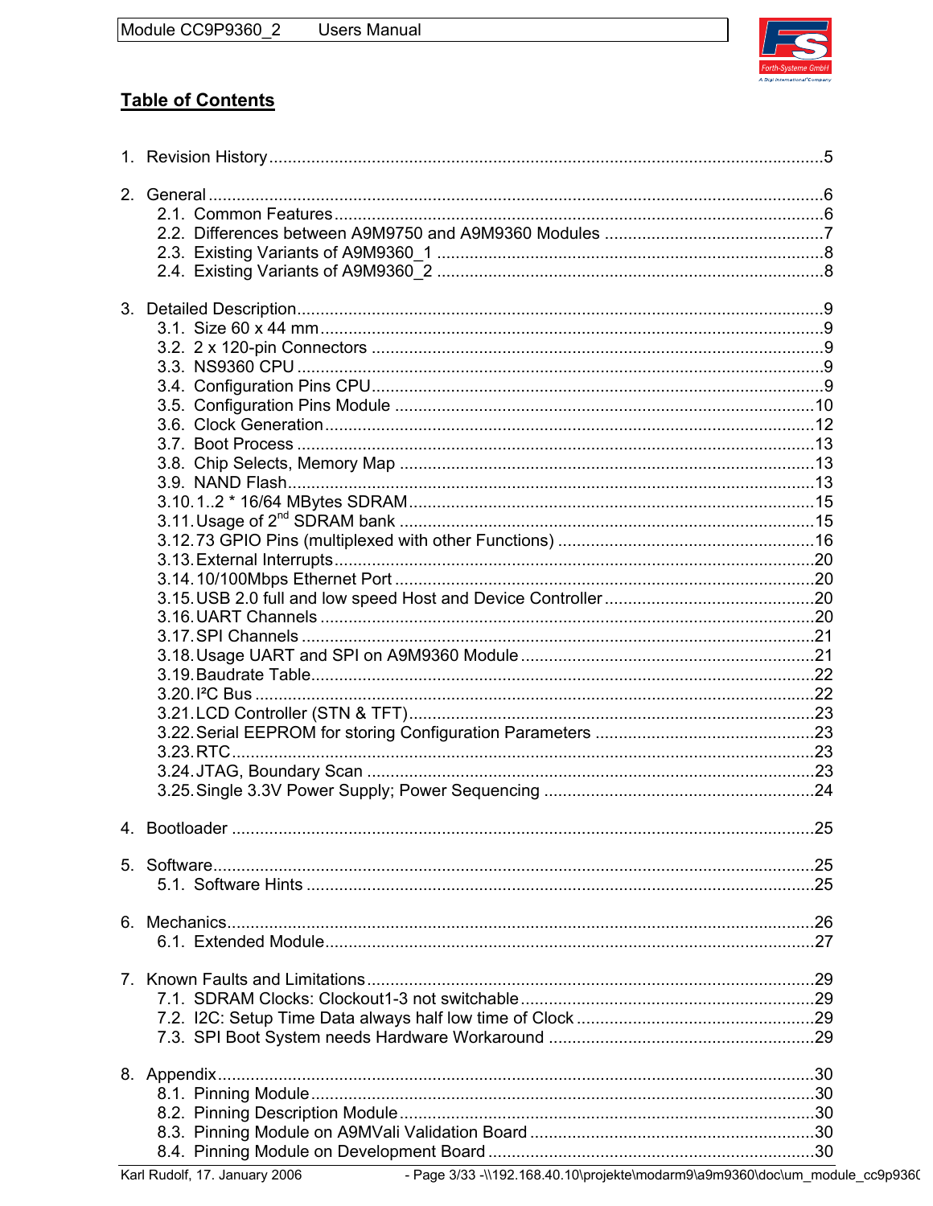# Table of Contents

1. Revision History ....................................................................................................... 5

2. General .................................................................................................................... 6
   - 2.1. Common Features ........................................................................................... 6
   - 2.2. Differences between A9M9750 and A9M9360 Modules ............................................ 7
   - 2.3. Existing Variants of A9M9360_1 ........................................................................ 8
   - 2.4. Existing Variants of A9M9360_2 ........................................................................ 8

3. Detailed Description .................................................................................................. 9
   - 3.1. Size 60 x 44 mm .............................................................................................. 9
   - 3.2. 2 x 120-pin Connectors ...................................................................................... 9
   - 3.3. NS9360 CPU ..................................................................................................... 9
   - 3.4. Configuration Pins CPU ...................................................................................... 9
   - 3.5. Configuration Pins Module ................................................................................ 10
   - 3.6. Clock Generation ............................................................................................. 12
   - 3.7. Boot Process ................................................................................................... 13
   - 3.8. Chip Selects, Memory Map ................................................................................ 13
   - 3.9. NAND Flash ..................................................................................................... 13
   - 3.10. 1..2 * 16/64 MBytes SDRAM ............................................................................ 15
   - 3.11. Usage of 2nd SDRAM bank ............................................................................... 15
   - 3.12. 73 GPIO Pins (multiplexed with other Functions) ................................................. 16
   - 3.13. External Interrupts ......................................................................................... 20
   - 3.14. 10/100Mbps Ethernet Port ................................................................................ 20
   - 3.15. USB 2.0 full and low speed Host and Device Controller ........................................ 20
   - 3.16. UART Channels .............................................................................................. 20
   - 3.17. SPI Channels ................................................................................................. 21
   - 3.18. Usage UART and SPI on A9M9360 Module ........................................................ 21
   - 3.19. Baudrate Table ............................................................................................... 22
   - 3.20. I²C Bus .......................................................................................................... 22
   - 3.21. LCD Controller (STN & TFT) .............................................................................. 23
   - 3.22. Serial EEPROM for storing Configuration Parameters .......................................... 23
   - 3.23. RTC .............................................................................................................. 23
   - 3.24. JTAG, Boundary Scan ...................................................................................... 23
   - 3.25. Single 3.3V Power Supply; Power Sequencing ..................................................... 24

4. Bootloader ............................................................................................................. 25

5. Software ................................................................................................................ 25
   - 5.1. Software Hints ................................................................................................ 25

6. Mechanics .............................................................................................................. 26
   - 6.1. Extended Module ............................................................................................. 27

7. Known Faults and Limitations .................................................................................... 29
   - 7.1. SDRAM Clocks: Clockout1-3 not switchable ......................................................... 29
   - 7.2. I2C: Setup Time Data always half low time of Clock ............................................. 29
   - 7.3. SPI Boot System needs Hardware Workaround ..................................................... 29

8. Appendix ................................................................................................................ 30
   - 8.1. Pinning Module ................................................................................................ 30
   - 8.2. Pinning Description Module ............................................................................... 30
   - 8.3. Pinning Module on A9MVali Validation Board ....................................................... 30
   - 8.4. Pinning Module on Development Board ............................................................... 30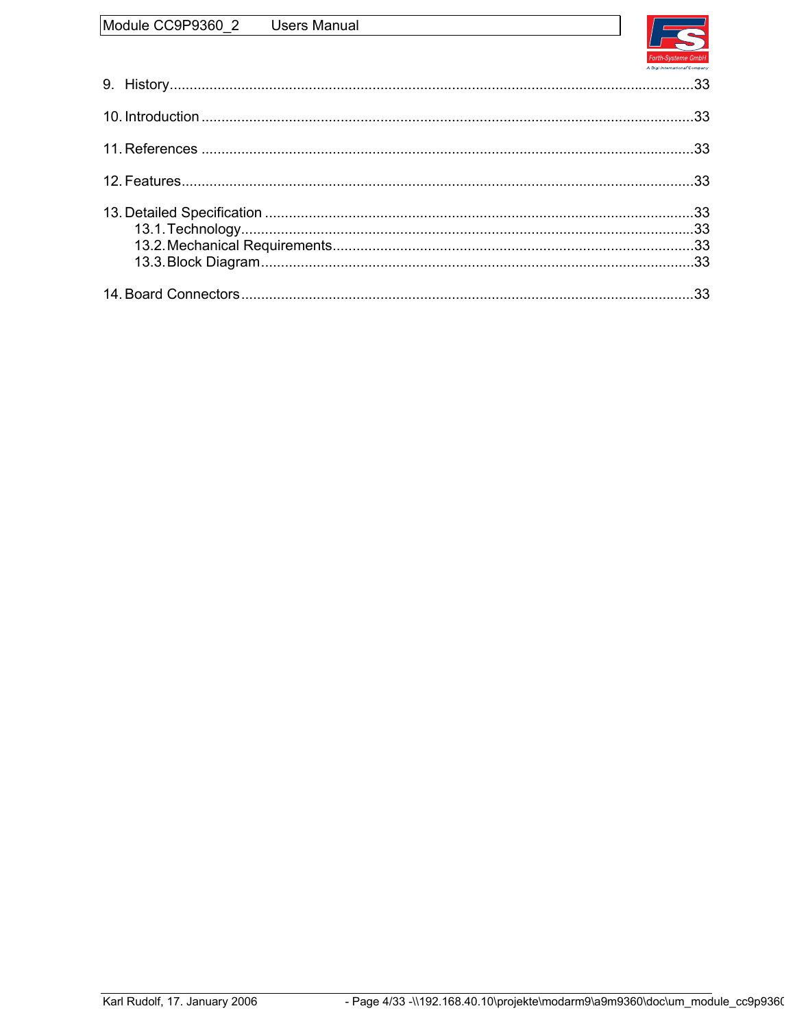9. History....................................................................................................................................33

10. Introduction ............................................................................................................................33

11. References ............................................................................................................................33

12. Features..................................................................................................................................33

13. Detailed Specification ............................................................................................................33
    13.1. Technology.......................................................................................................................33
    13.2. Mechanical Requirements................................................................................................33
    13.3. Block Diagram..................................................................................................................33

14. Board Connectors ..................................................................................................................33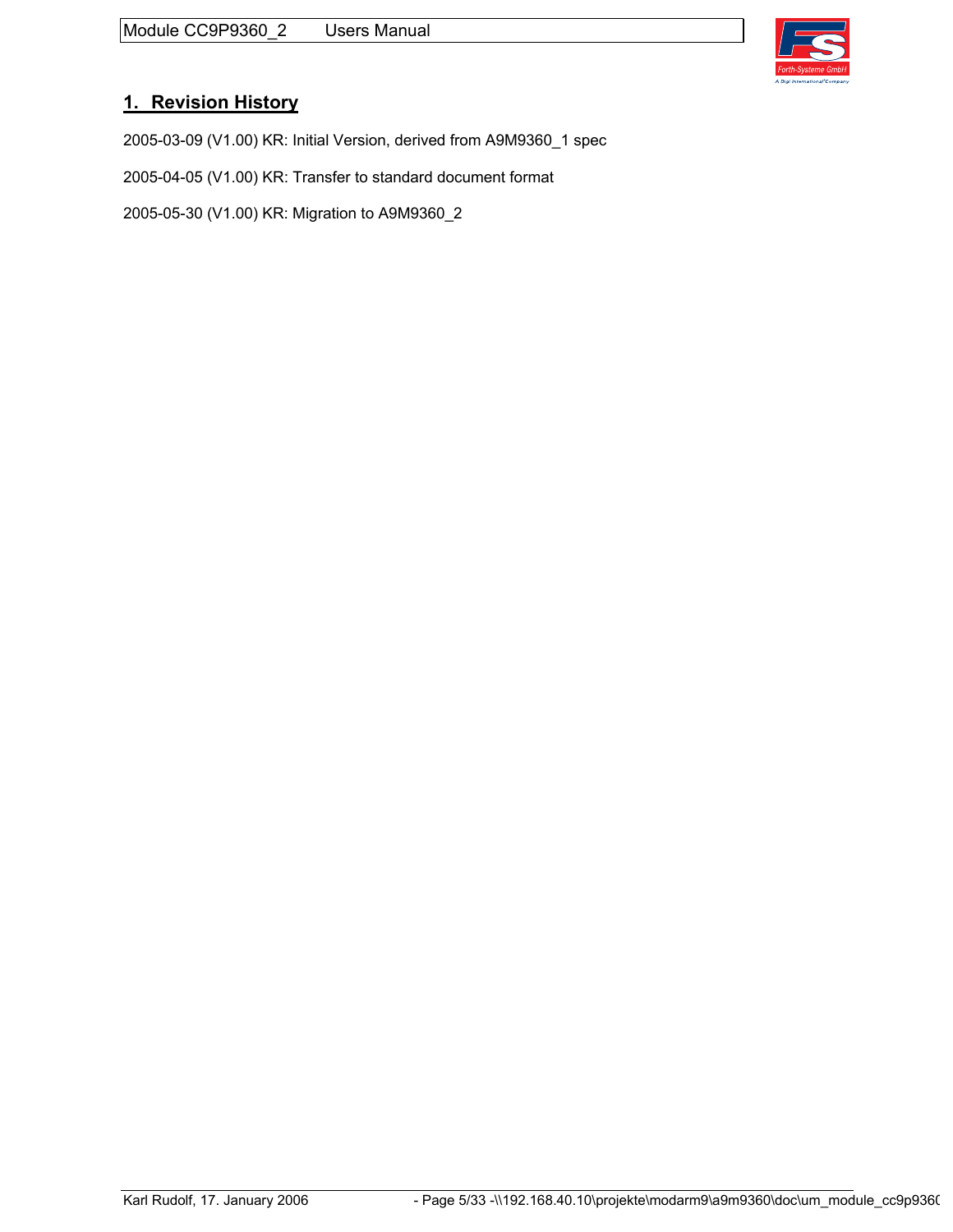# 1. Revision History

2005-03-09 (V1.00) KR: Initial Version, derived from A9M9360_1 spec

2005-04-05 (V1.00) KR: Transfer to standard document format

2005-05-30 (V1.00) KR: Migration to A9M9360_2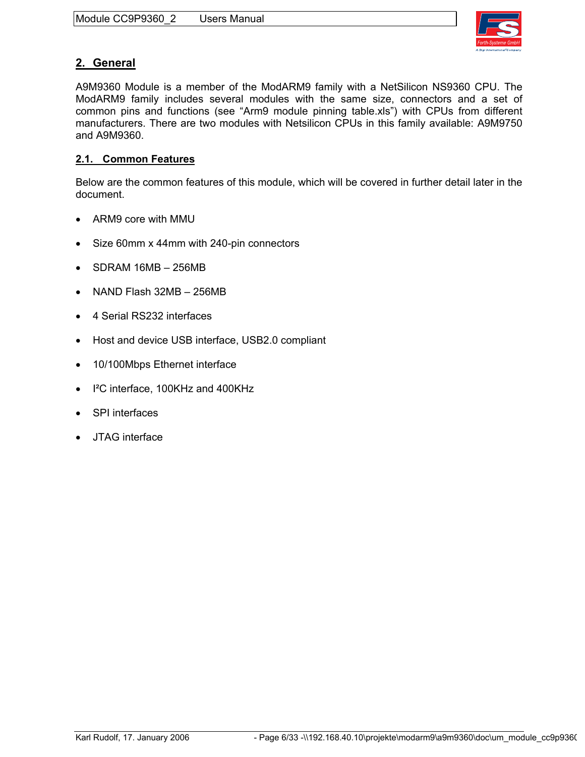## 2. General

A9M9360 Module is a member of the ModARM9 family with a NetSilicon NS9360 CPU. The ModARM9 family includes several modules with the same size, connectors and a set of common pins and functions (see “Arm9 module pinning table.xls”) with CPUs from different manufacturers. There are two modules with Netsilicon CPUs in this family available: A9M9750 and A9M9360.

### 2.1. Common Features

Below are the common features of this module, which will be covered in further detail later in the document.

- ARM9 core with MMU
- Size 60mm x 44mm with 240-pin connectors
- SDRAM 16MB – 256MB
- NAND Flash 32MB – 256MB
- 4 Serial RS232 interfaces
- Host and device USB interface, USB2.0 compliant
- 10/100Mbps Ethernet interface
- I²C interface, 100KHz and 400KHz
- SPI interfaces
- JTAG interface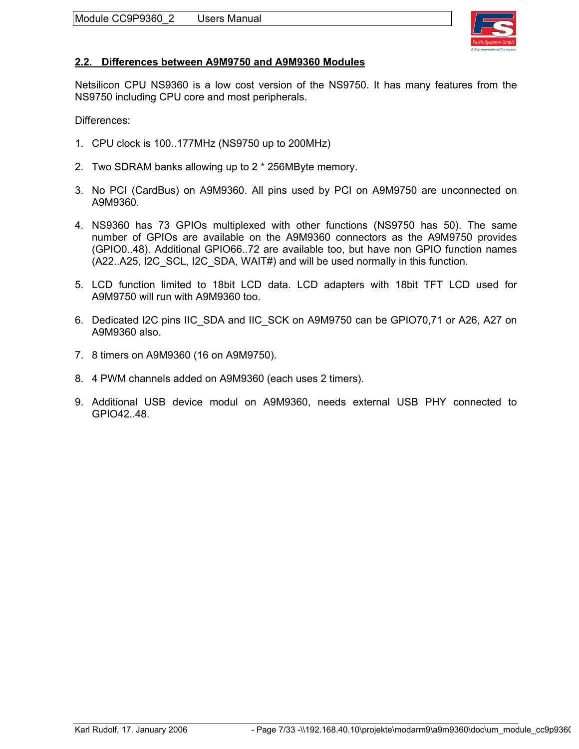## 2.2. Differences between A9M9750 and A9M9360 Modules

Netsilicon CPU NS9360 is a low cost version of the NS9750. It has many features from the NS9750 including CPU core and most peripherals.

Differences:

1. CPU clock is 100..177MHz (NS9750 up to 200MHz)
2. Two SDRAM banks allowing up to 2 * 256MByte memory.
3. No PCI (CardBus) on A9M9360. All pins used by PCI on A9M9750 are unconnected on A9M9360.
4. NS9360 has 73 GPIOs multiplexed with other functions (NS9750 has 50). The same number of GPIOs are available on the A9M9360 connectors as the A9M9750 provides (GPIO0..48). Additional GPIO66..72 are available too, but have non GPIO function names (A22..A25, I2C_SCL, I2C_SDA, WAIT#) and will be used normally in this function.
5. LCD function limited to 18bit LCD data. LCD adapters with 18bit TFT LCD used for A9M9750 will run with A9M9360 too.
6. Dedicated I2C pins IIC_SDA and IIC_SCK on A9M9750 can be GPIO70,71 or A26, A27 on A9M9360 also.
7. 8 timers on A9M9360 (16 on A9M9750).
8. 4 PWM channels added on A9M9360 (each uses 2 timers).
9. Additional USB device modul on A9M9360, needs external USB PHY connected to GPIO42..48.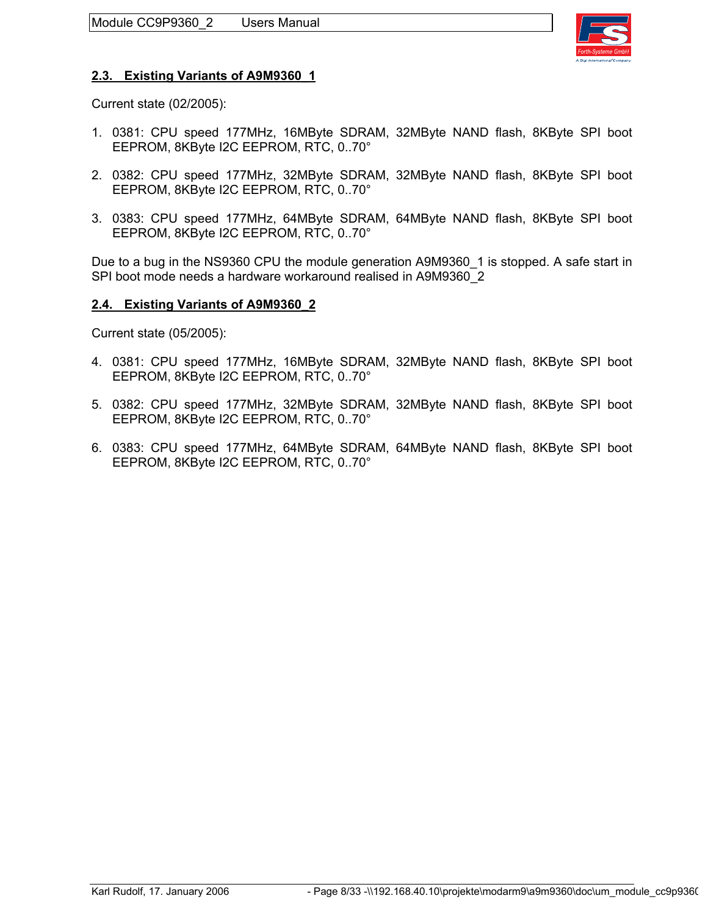## 2.3. Existing Variants of A9M9360_1

Current state (02/2005):

1. 0381: CPU speed 177MHz, 16MByte SDRAM, 32MByte NAND flash, 8KByte SPI boot EEPROM, 8KByte I2C EEPROM, RTC, 0..70°

2. 0382: CPU speed 177MHz, 32MByte SDRAM, 32MByte NAND flash, 8KByte SPI boot EEPROM, 8KByte I2C EEPROM, RTC, 0..70°

3. 0383: CPU speed 177MHz, 64MByte SDRAM, 64MByte NAND flash, 8KByte SPI boot EEPROM, 8KByte I2C EEPROM, RTC, 0..70°

Due to a bug in the NS9360 CPU the module generation A9M9360_1 is stopped. A safe start in SPI boot mode needs a hardware workaround realised in A9M9360_2

## 2.4. Existing Variants of A9M9360_2

Current state (05/2005):

4. 0381: CPU speed 177MHz, 16MByte SDRAM, 32MByte NAND flash, 8KByte SPI boot EEPROM, 8KByte I2C EEPROM, RTC, 0..70°

5. 0382: CPU speed 177MHz, 32MByte SDRAM, 32MByte NAND flash, 8KByte SPI boot EEPROM, 8KByte I2C EEPROM, RTC, 0..70°

6. 0383: CPU speed 177MHz, 64MByte SDRAM, 64MByte NAND flash, 8KByte SPI boot EEPROM, 8KByte I2C EEPROM, RTC, 0..70°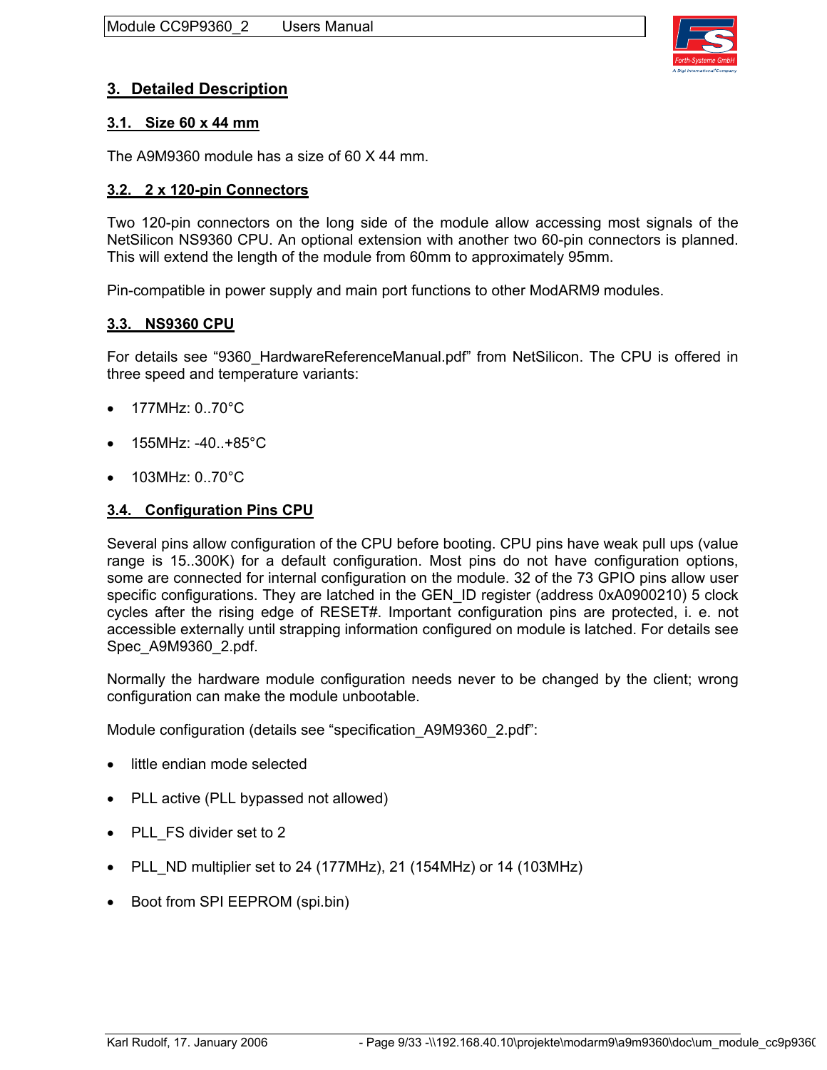# 3. Detailed Description

## 3.1. Size 60 x 44 mm

The A9M9360 module has a size of 60 X 44 mm.

## 3.2. 2 x 120-pin Connectors

Two 120-pin connectors on the long side of the module allow accessing most signals of the NetSilicon NS9360 CPU. An optional extension with another two 60-pin connectors is planned. This will extend the length of the module from 60mm to approximately 95mm.

Pin-compatible in power supply and main port functions to other ModARM9 modules.

## 3.3. NS9360 CPU

For details see “9360_HardwareReferenceManual.pdf” from NetSilicon. The CPU is offered in three speed and temperature variants:

- 177MHz: 0..70°C
- 155MHz: -40..+85°C
- 103MHz: 0..70°C

## 3.4. Configuration Pins CPU

Several pins allow configuration of the CPU before booting. CPU pins have weak pull ups (value range is 15..300K) for a default configuration. Most pins do not have configuration options, some are connected for internal configuration on the module. 32 of the 73 GPIO pins allow user specific configurations. They are latched in the GEN_ID register (address 0xA0900210) 5 clock cycles after the rising edge of RESET#. Important configuration pins are protected, i. e. not accessible externally until strapping information configured on module is latched. For details see Spec_A9M9360_2.pdf.

Normally the hardware module configuration needs never to be changed by the client; wrong configuration can make the module unbootable.

Module configuration (details see “specification_A9M9360_2.pdf”:

- little endian mode selected
- PLL active (PLL bypassed not allowed)
- PLL_FS divider set to 2
- PLL_ND multiplier set to 24 (177MHz), 21 (154MHz) or 14 (103MHz)
- Boot from SPI EEPROM (spi.bin)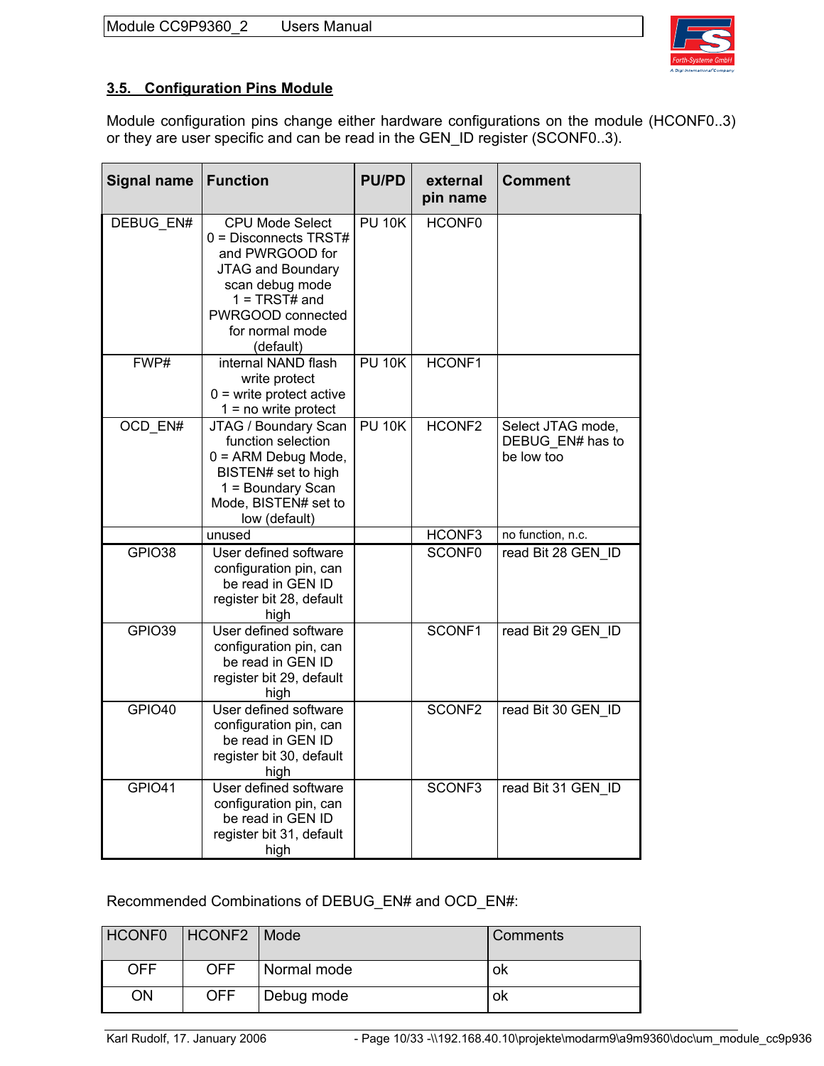## 3.5. Configuration Pins Module

Module configuration pins change either hardware configurations on the module (HCONF0..3) or they are user specific and can be read in the GEN_ID register (SCONF0..3).

| Signal name | Function | PU/PD | external pin name | Comment |
|---|---|---|---|---|
| DEBUG_EN# | CPU Mode Select<br>0 = Disconnects TRST# and PWRGOOD for JTAG and Boundary scan debug mode<br>1 = TRST# and PWRGOOD connected for normal mode (default) | PU 10K | HCONF0 | |
| FWP# | internal NAND flash write protect<br>0 = write protect active<br>1 = no write protect | PU 10K | HCONF1 | |
| OCD_EN# | JTAG / Boundary Scan function selection<br>0 = ARM Debug Mode, BISTEN# set to high<br>1 = Boundary Scan Mode, BISTEN# set to low (default) | PU 10K | HCONF2 | Select JTAG mode, DEBUG_EN# has to be low too |
| | unused | | HCONF3 | no function, n.c. |
| GPIO38 | User defined software configuration pin, can be read in GEN ID register bit 28, default high | | SCONF0 | read Bit 28 GEN_ID |
| GPIO39 | User defined software configuration pin, can be read in GEN ID register bit 29, default high | | SCONF1 | read Bit 29 GEN_ID |
| GPIO40 | User defined software configuration pin, can be read in GEN ID register bit 30, default high | | SCONF2 | read Bit 30 GEN_ID |
| GPIO41 | User defined software configuration pin, can be read in GEN ID register bit 31, default high | | SCONF3 | read Bit 31 GEN_ID |

Recommended Combinations of DEBUG_EN# and OCD_EN#:

| HCONF0 | HCONF2 | Mode | Comments |
|---|---|---|---|
| OFF | OFF | Normal mode | ok |
| ON | OFF | Debug mode | ok |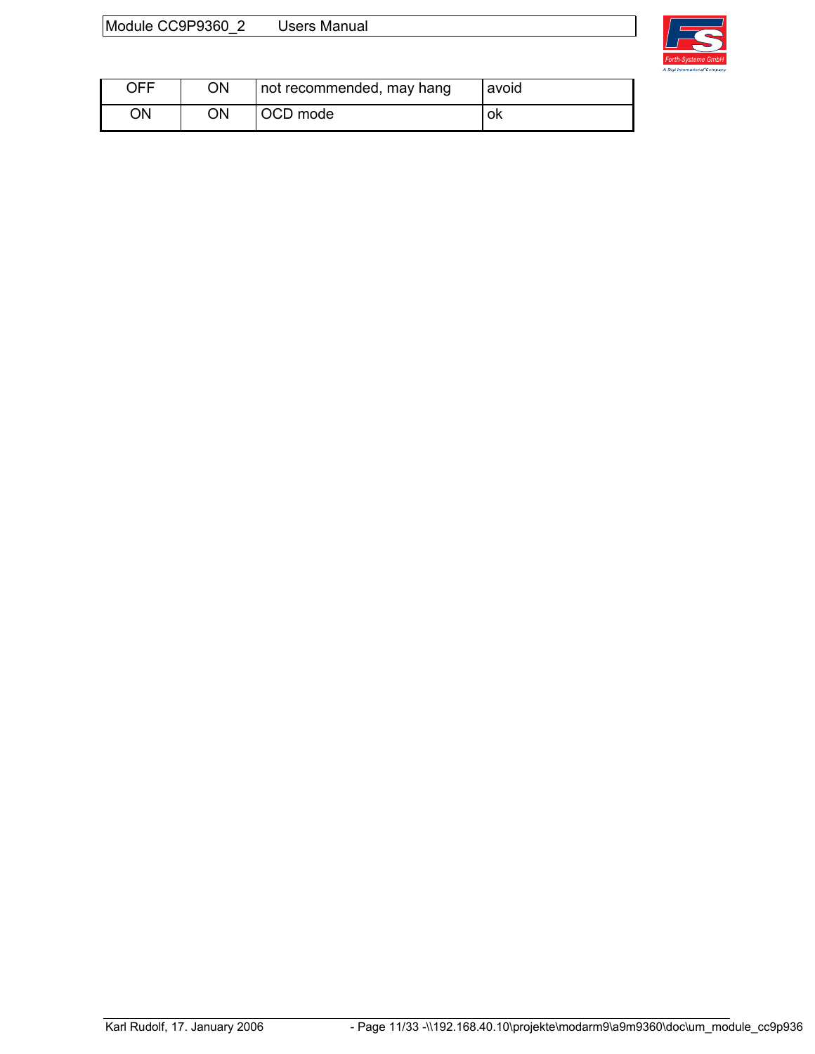| | | | |
|---|---|---|---|
| OFF | ON | not recommended, may hang | avoid |
| ON | ON | OCD mode | ok |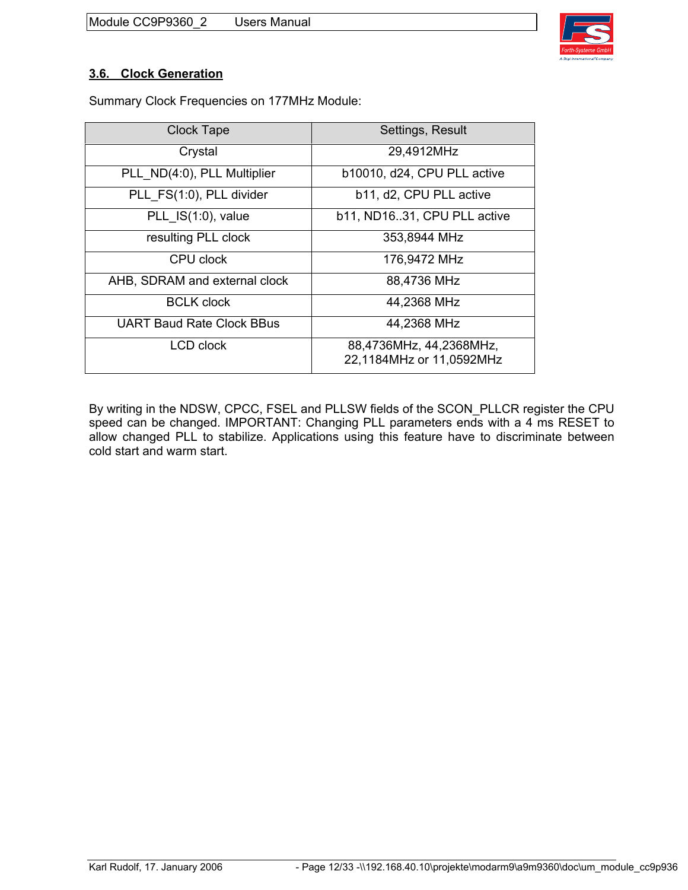### 3.6. Clock Generation

Summary Clock Frequencies on 177MHz Module:

| Clock Tape | Settings, Result |
|---|---|
| Crystal | 29,4912MHz |
| PLL_ND(4:0), PLL Multiplier | b10010, d24, CPU PLL active |
| PLL_FS(1:0), PLL divider | b11, d2, CPU PLL active |
| PLL_IS(1:0), value | b11, ND16..31, CPU PLL active |
| resulting PLL clock | 353,8944 MHz |
| CPU clock | 176,9472 MHz |
| AHB, SDRAM and external clock | 88,4736 MHz |
| BCLK clock | 44,2368 MHz |
| UART Baud Rate Clock BBus | 44,2368 MHz |
| LCD clock | 88,4736MHz, 44,2368MHz, 22,1184MHz or 11,0592MHz |

By writing in the NDSW, CPCC, FSEL and PLLSW fields of the SCON_PLLCR register the CPU speed can be changed. IMPORTANT: Changing PLL parameters ends with a 4 ms RESET to allow changed PLL to stabilize. Applications using this feature have to discriminate between cold start and warm start.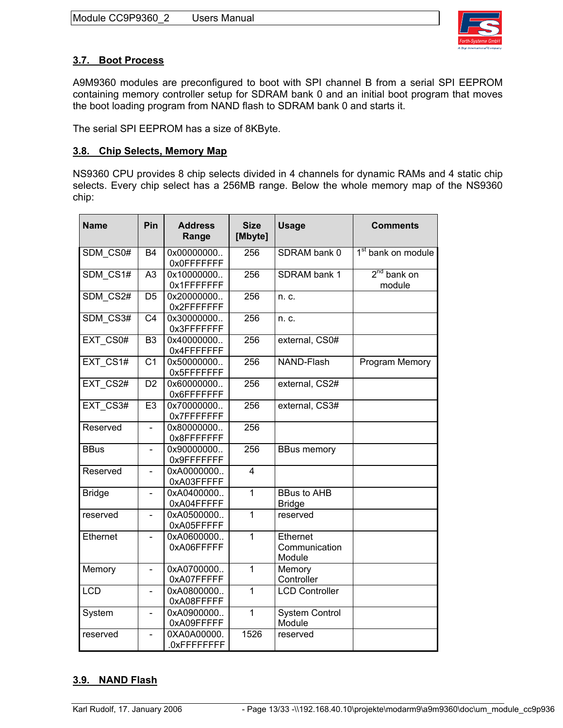## 3.7. Boot Process

A9M9360 modules are preconfigured to boot with SPI channel B from a serial SPI EEPROM containing memory controller setup for SDRAM bank 0 and an initial boot program that moves the boot loading program from NAND flash to SDRAM bank 0 and starts it.

The serial SPI EEPROM has a size of 8KByte.

## 3.8. Chip Selects, Memory Map

NS9360 CPU provides 8 chip selects divided in 4 channels for dynamic RAMs and 4 static chip selects. Every chip select has a 256MB range. Below the whole memory map of the NS9360 chip:

| Name | Pin | Address Range | Size [Mbyte] | Usage | Comments |
|---|---|---|---|---|---|
| SDM_CS0# | B4 | 0x00000000.. 0x0FFFFFFF | 256 | SDRAM bank 0 | 1st bank on module |
| SDM_CS1# | A3 | 0x10000000.. 0x1FFFFFFF | 256 | SDRAM bank 1 | 2nd bank on module |
| SDM_CS2# | D5 | 0x20000000.. 0x2FFFFFFF | 256 | n. c. | |
| SDM_CS3# | C4 | 0x30000000.. 0x3FFFFFFF | 256 | n. c. | |
| EXT_CS0# | B3 | 0x40000000.. 0x4FFFFFFF | 256 | external, CS0# | |
| EXT_CS1# | C1 | 0x50000000.. 0x5FFFFFFF | 256 | NAND-Flash | Program Memory |
| EXT_CS2# | D2 | 0x60000000.. 0x6FFFFFFF | 256 | external, CS2# | |
| EXT_CS3# | E3 | 0x70000000.. 0x7FFFFFFF | 256 | external, CS3# | |
| Reserved | - | 0x80000000.. 0x8FFFFFFF | 256 | | |
| BBus | - | 0x90000000.. 0x9FFFFFFF | 256 | BBus memory | |
| Reserved | - | 0xA0000000.. 0xA03FFFFF | 4 | | |
| Bridge | - | 0xA0400000.. 0xA04FFFFF | 1 | BBus to AHB Bridge | |
| reserved | - | 0xA0500000.. 0xA05FFFFF | 1 | reserved | |
| Ethernet | - | 0xA0600000.. 0xA06FFFFF | 1 | Ethernet Communication Module | |
| Memory | - | 0xA0700000.. 0xA07FFFFF | 1 | Memory Controller | |
| LCD | - | 0xA0800000.. 0xA08FFFFF | 1 | LCD Controller | |
| System | - | 0xA0900000.. 0xA09FFFFF | 1 | System Control Module | |
| reserved | - | 0XA0A00000. .0xFFFFFFFF | 1526 | reserved | |

## 3.9. NAND Flash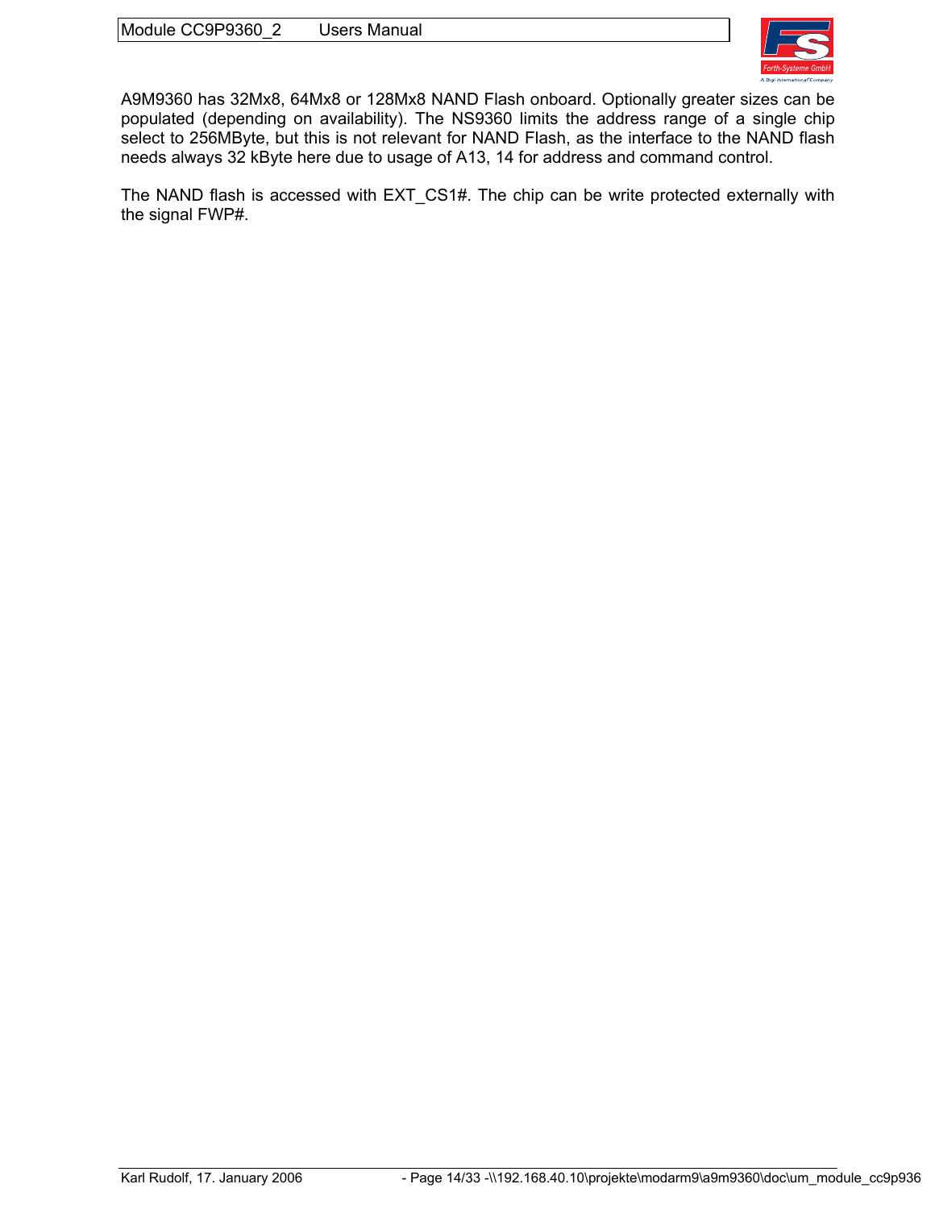A9M9360 has 32Mx8, 64Mx8 or 128Mx8 NAND Flash onboard. Optionally greater sizes can be populated (depending on availability). The NS9360 limits the address range of a single chip select to 256MByte, but this is not relevant for NAND Flash, as the interface to the NAND flash needs always 32 kByte here due to usage of A13, 14 for address and command control.

The NAND flash is accessed with EXT_CS1#. The chip can be write protected externally with the signal FWP#.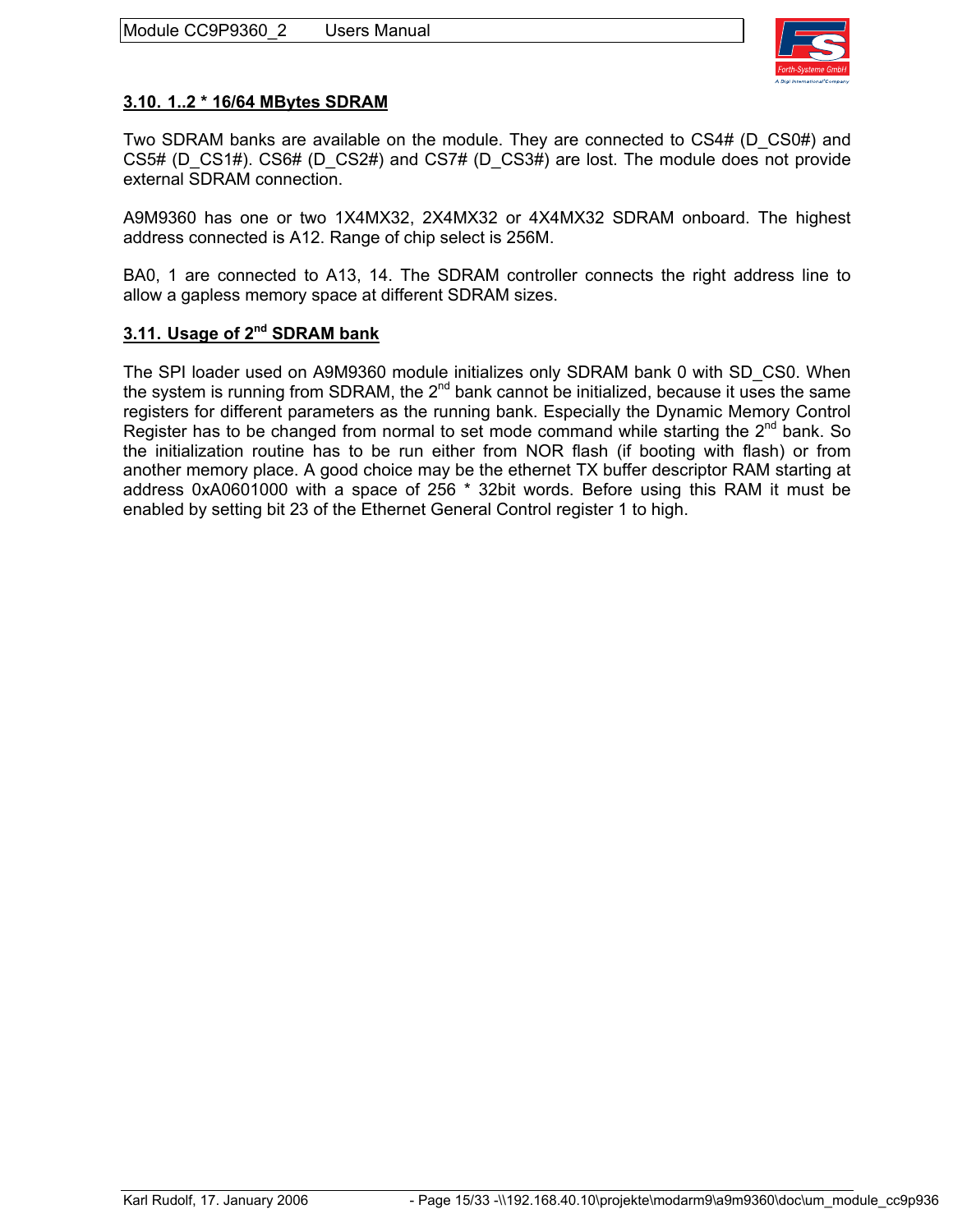## 3.10. 1..2 * 16/64 MBytes SDRAM

Two SDRAM banks are available on the module. They are connected to CS4# (D_CS0#) and CS5# (D_CS1#). CS6# (D_CS2#) and CS7# (D_CS3#) are lost. The module does not provide external SDRAM connection.

A9M9360 has one or two 1X4MX32, 2X4MX32 or 4X4MX32 SDRAM onboard. The highest address connected is A12. Range of chip select is 256M.

BA0, 1 are connected to A13, 14. The SDRAM controller connects the right address line to allow a gapless memory space at different SDRAM sizes.

## 3.11. Usage of 2nd SDRAM bank

The SPI loader used on A9M9360 module initializes only SDRAM bank 0 with SD_CS0. When the system is running from SDRAM, the 2nd bank cannot be initialized, because it uses the same registers for different parameters as the running bank. Especially the Dynamic Memory Control Register has to be changed from normal to set mode command while starting the 2nd bank. So the initialization routine has to be run either from NOR flash (if booting with flash) or from another memory place. A good choice may be the ethernet TX buffer descriptor RAM starting at address 0xA0601000 with a space of 256 * 32bit words. Before using this RAM it must be enabled by setting bit 23 of the Ethernet General Control register 1 to high.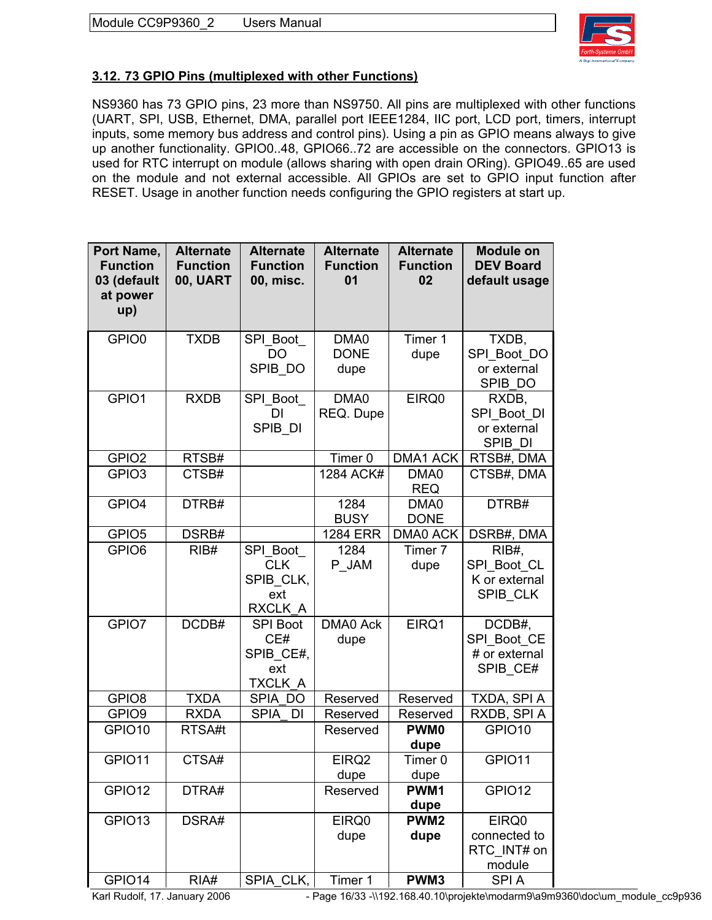### 3.12. 73 GPIO Pins (multiplexed with other Functions)

NS9360 has 73 GPIO pins, 23 more than NS9750. All pins are multiplexed with other functions (UART, SPI, USB, Ethernet, DMA, parallel port IEEE1284, IIC port, LCD port, timers, interrupt inputs, some memory bus address and control pins). Using a pin as GPIO means always to give up another functionality. GPIO0..48, GPIO66..72 are accessible on the connectors. GPIO13 is used for RTC interrupt on module (allows sharing with open drain ORing). GPIO49..65 are used on the module and not external accessible. All GPIOs are set to GPIO input function after RESET. Usage in another function needs configuring the GPIO registers at start up.

| Port Name, Function 03 (default at power up) | Alternate Function 00, UART | Alternate Function 00, misc. | Alternate Function 01 | Alternate Function 02 | Module on DEV Board default usage |
|---|---|---|---|---|---|
| GPIO0 | TXDB | SPI_Boot_DO SPIB_DO | DMA0 DONE dupe | Timer 1 dupe | TXDB, SPI_Boot_DO or external SPIB_DO |
| GPIO1 | RXDB | SPI_Boot_DI SPIB_DI | DMA0 REQ. Dupe | EIRQ0 | RXDB, SPI_Boot_DI or external SPIB_DI |
| GPIO2 | RTSB# | | Timer 0 | DMA1 ACK | RTSB#, DMA |
| GPIO3 | CTSB# | | 1284 ACK# | DMA0 REQ | CTSB#, DMA |
| GPIO4 | DTRB# | | 1284 BUSY | DMA0 DONE | DTRB# |
| GPIO5 | DSRB# | | 1284 ERR | DMA0 ACK | DSRB#, DMA |
| GPIO6 | RIB# | SPI_Boot_CLK SPIB_CLK, ext RXCLK_A | 1284 P_JAM | Timer 7 dupe | RIB#, SPI_Boot_CLK or external SPIB_CLK |
| GPIO7 | DCDB# | SPI Boot CE# SPIB_CE#, ext TXCLK_A | DMA0 Ack dupe | EIRQ1 | DCDB#, SPI_Boot_CE# or external SPIB_CE# |
| GPIO8 | TXDA | SPIA_DO | Reserved | Reserved | TXDA, SPI A |
| GPIO9 | RXDA | SPIA_ DI | Reserved | Reserved | RXDB, SPI A |
| GPIO10 | RTSA#t | | Reserved | **PWM0 dupe** | GPIO10 |
| GPIO11 | CTSA# | | EIRQ2 dupe | Timer 0 dupe | GPIO11 |
| GPIO12 | DTRA# | | Reserved | **PWM1 dupe** | GPIO12 |
| GPIO13 | DSRA# | | EIRQ0 dupe | **PWM2 dupe** | EIRQ0 connected to RTC_INT# on module |
| GPIO14 | RIA# | SPIA_CLK, | Timer 1 | **PWM3** | SPI A |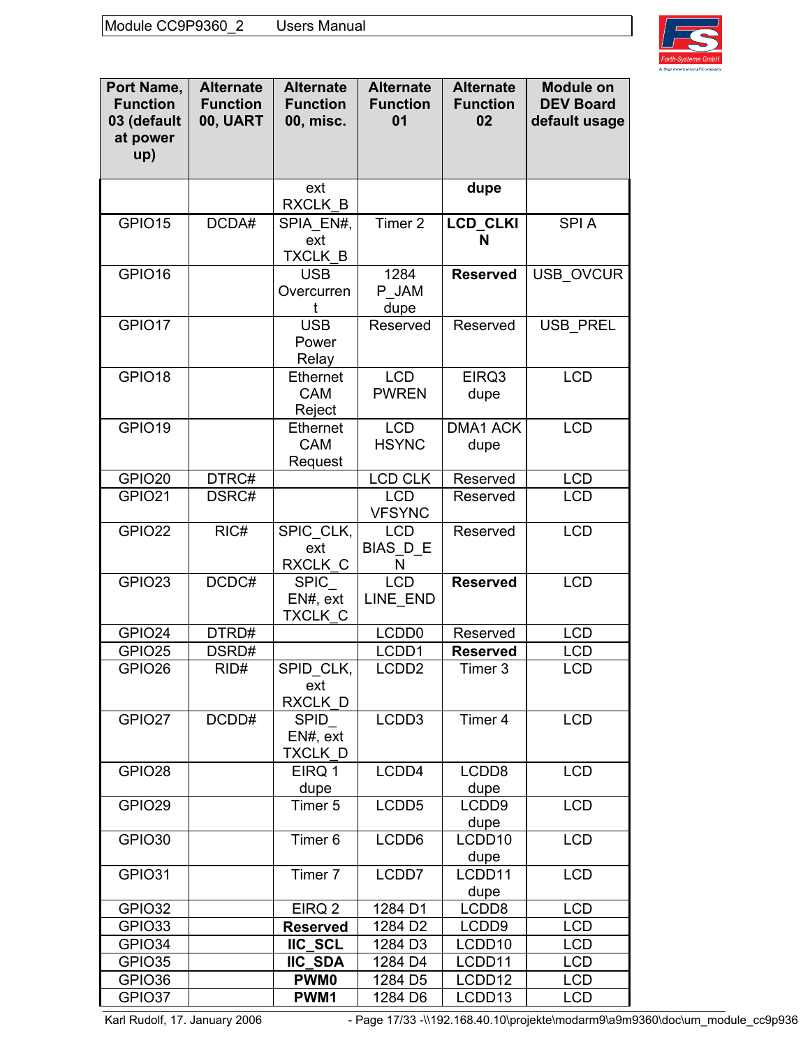| Port Name, Function 03 (default at power up) | Alternate Function 00, UART | Alternate Function 00, misc. | Alternate Function 01 | Alternate Function 02 | Module on DEV Board default usage |
|---|---|---|---|---|---|
| | | ext RXCLK_B | | **dupe** | |
| GPIO15 | DCDA# | SPIA_EN#, ext TXCLK_B | Timer 2 | **LCD_CLKIN** | SPI A |
| GPIO16 | | USB Overcurrent | 1284 P_JAM dupe | **Reserved** | USB_OVCUR |
| GPIO17 | | USB Power Relay | Reserved | Reserved | USB_PREL |
| GPIO18 | | Ethernet CAM Reject | LCD PWREN | EIRQ3 dupe | LCD |
| GPIO19 | | Ethernet CAM Request | LCD HSYNC | DMA1 ACK dupe | LCD |
| GPIO20 | DTRC# | | LCD CLK | Reserved | LCD |
| GPIO21 | DSRC# | | LCD VFSYNC | Reserved | LCD |
| GPIO22 | RIC# | SPIC_CLK, ext RXCLK_C | LCD BIAS_D_EN | Reserved | LCD |
| GPIO23 | DCDC# | SPIC_EN#, ext TXCLK_C | LCD LINE_END | **Reserved** | LCD |
| GPIO24 | DTRD# | | LCDD0 | Reserved | LCD |
| GPIO25 | DSRD# | | LCDD1 | **Reserved** | LCD |
| GPIO26 | RID# | SPID_CLK, ext RXCLK_D | LCDD2 | Timer 3 | LCD |
| GPIO27 | DCDD# | SPID_EN#, ext TXCLK_D | LCDD3 | Timer 4 | LCD |
| GPIO28 | | EIRQ 1 dupe | LCDD4 | LCDD8 dupe | LCD |
| GPIO29 | | Timer 5 | LCDD5 | LCDD9 dupe | LCD |
| GPIO30 | | Timer 6 | LCDD6 | LCDD10 dupe | LCD |
| GPIO31 | | Timer 7 | LCDD7 | LCDD11 dupe | LCD |
| GPIO32 | | EIRQ 2 | 1284 D1 | LCDD8 | LCD |
| GPIO33 | | **Reserved** | 1284 D2 | LCDD9 | LCD |
| GPIO34 | | **IIC_SCL** | 1284 D3 | LCDD10 | LCD |
| GPIO35 | | **IIC_SDA** | 1284 D4 | LCDD11 | LCD |
| GPIO36 | | **PWM0** | 1284 D5 | LCDD12 | LCD |
| GPIO37 | | **PWM1** | 1284 D6 | LCDD13 | LCD |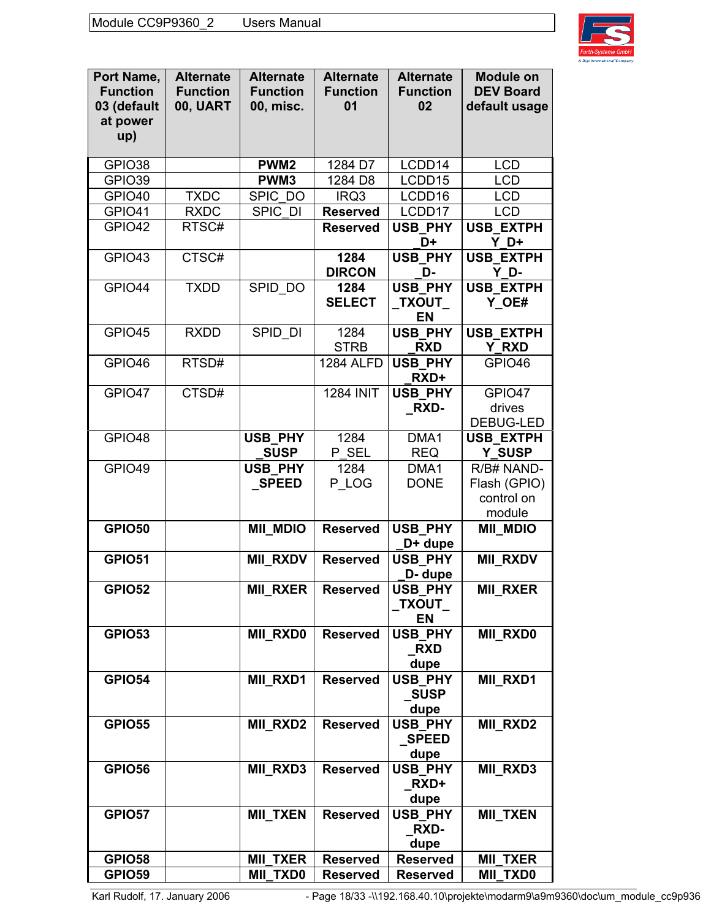| Port Name, Function 03 (default at power up) | Alternate Function 00, UART | Alternate Function 00, misc. | Alternate Function 01 | Alternate Function 02 | Module on DEV Board default usage |
|---|---|---|---|---|---|
| GPIO38 | | **PWM2** | 1284 D7 | LCDD14 | LCD |
| GPIO39 | | **PWM3** | 1284 D8 | LCDD15 | LCD |
| GPIO40 | TXDC | SPIC_DO | IRQ3 | LCDD16 | LCD |
| GPIO41 | RXDC | SPIC_DI | **Reserved** | LCDD17 | LCD |
| GPIO42 | RTSC# | | **Reserved** | **USB_PHY_D+** | **USB_EXTPHY_D+** |
| GPIO43 | CTSC# | | **1284 DIRCON** | **USB_PHY_D-** | **USB_EXTPHY_D-** |
| GPIO44 | TXDD | SPID_DO | **1284 SELECT** | **USB_PHY_TXOUT_EN** | **USB_EXTPHY_OE#** |
| GPIO45 | RXDD | SPID_DI | 1284 STRB | **USB_PHY_RXD** | **USB_EXTPHY_RXD** |
| GPIO46 | RTSD# | | 1284 ALFD | **USB_PHY_RXD+** | GPIO46 |
| GPIO47 | CTSD# | | 1284 INIT | **USB_PHY_RXD-** | GPIO47 drives DEBUG-LED |
| GPIO48 | | **USB_PHY_SUSP** | 1284 P_SEL | DMA1 REQ | **USB_EXTPHY_SUSP** |
| GPIO49 | | **USB_PHY_SPEED** | 1284 P_LOG | DMA1 DONE | R/B# NAND-Flash (GPIO) control on module |
| **GPIO50** | | **MII_MDIO** | **Reserved** | **USB_PHY_D+ dupe** | **MII_MDIO** |
| **GPIO51** | | **MII_RXDV** | **Reserved** | **USB_PHY_D- dupe** | **MII_RXDV** |
| **GPIO52** | | **MII_RXER** | **Reserved** | **USB_PHY_TXOUT_EN** | **MII_RXER** |
| **GPIO53** | | **MII_RXD0** | **Reserved** | **USB_PHY_RXD dupe** | **MII_RXD0** |
| **GPIO54** | | **MII_RXD1** | **Reserved** | **USB_PHY_SUSP dupe** | **MII_RXD1** |
| **GPIO55** | | **MII_RXD2** | **Reserved** | **USB_PHY_SPEED dupe** | **MII_RXD2** |
| **GPIO56** | | **MII_RXD3** | **Reserved** | **USB_PHY_RXD+ dupe** | **MII_RXD3** |
| **GPIO57** | | **MII_TXEN** | **Reserved** | **USB_PHY_RXD- dupe** | **MII_TXEN** |
| **GPIO58** | | **MII_TXER** | **Reserved** | **Reserved** | **MII_TXER** |
| **GPIO59** | | **MII_TXD0** | **Reserved** | **Reserved** | **MII_TXD0** |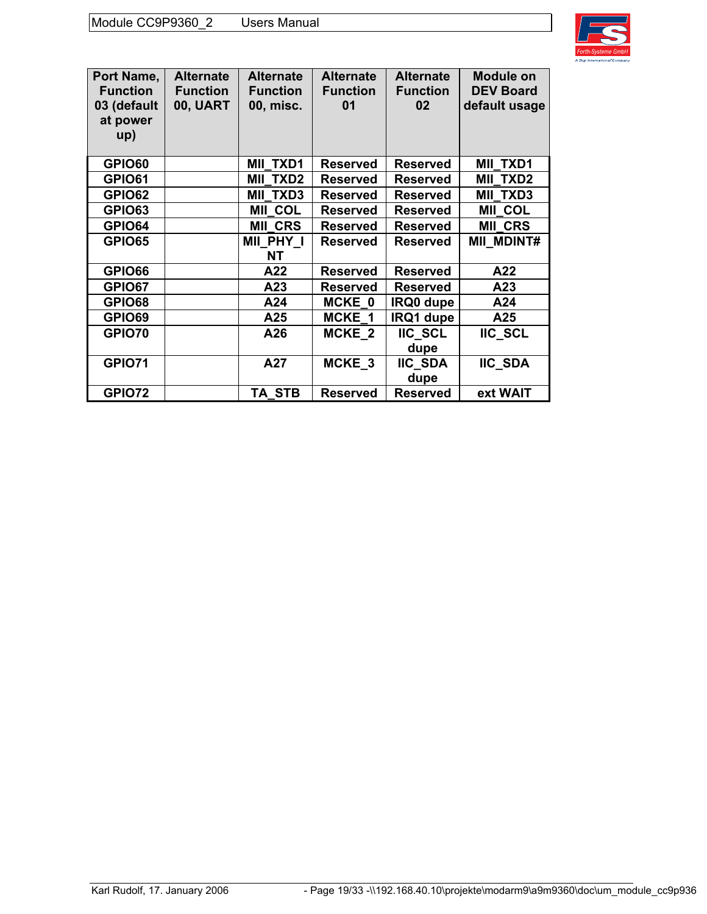| Port Name, Function 03 (default at power up) | Alternate Function 00, UART | Alternate Function 00, misc. | Alternate Function 01 | Alternate Function 02 | Module on DEV Board default usage |
|---|---|---|---|---|---|
| GPIO60 | | MII_TXD1 | Reserved | Reserved | MII_TXD1 |
| GPIO61 | | MII_TXD2 | Reserved | Reserved | MII_TXD2 |
| GPIO62 | | MII_TXD3 | Reserved | Reserved | MII_TXD3 |
| GPIO63 | | MII_COL | Reserved | Reserved | MII_COL |
| GPIO64 | | MII_CRS | Reserved | Reserved | MII_CRS |
| GPIO65 | | MII_PHY_INT | Reserved | Reserved | MII_MDINT# |
| GPIO66 | | A22 | Reserved | Reserved | A22 |
| GPIO67 | | A23 | Reserved | Reserved | A23 |
| GPIO68 | | A24 | MCKE_0 | IRQ0 dupe | A24 |
| GPIO69 | | A25 | MCKE_1 | IRQ1 dupe | A25 |
| GPIO70 | | A26 | MCKE_2 | IIC_SCL dupe | IIC_SCL |
| GPIO71 | | A27 | MCKE_3 | IIC_SDA dupe | IIC_SDA |
| GPIO72 | | TA_STB | Reserved | Reserved | ext WAIT |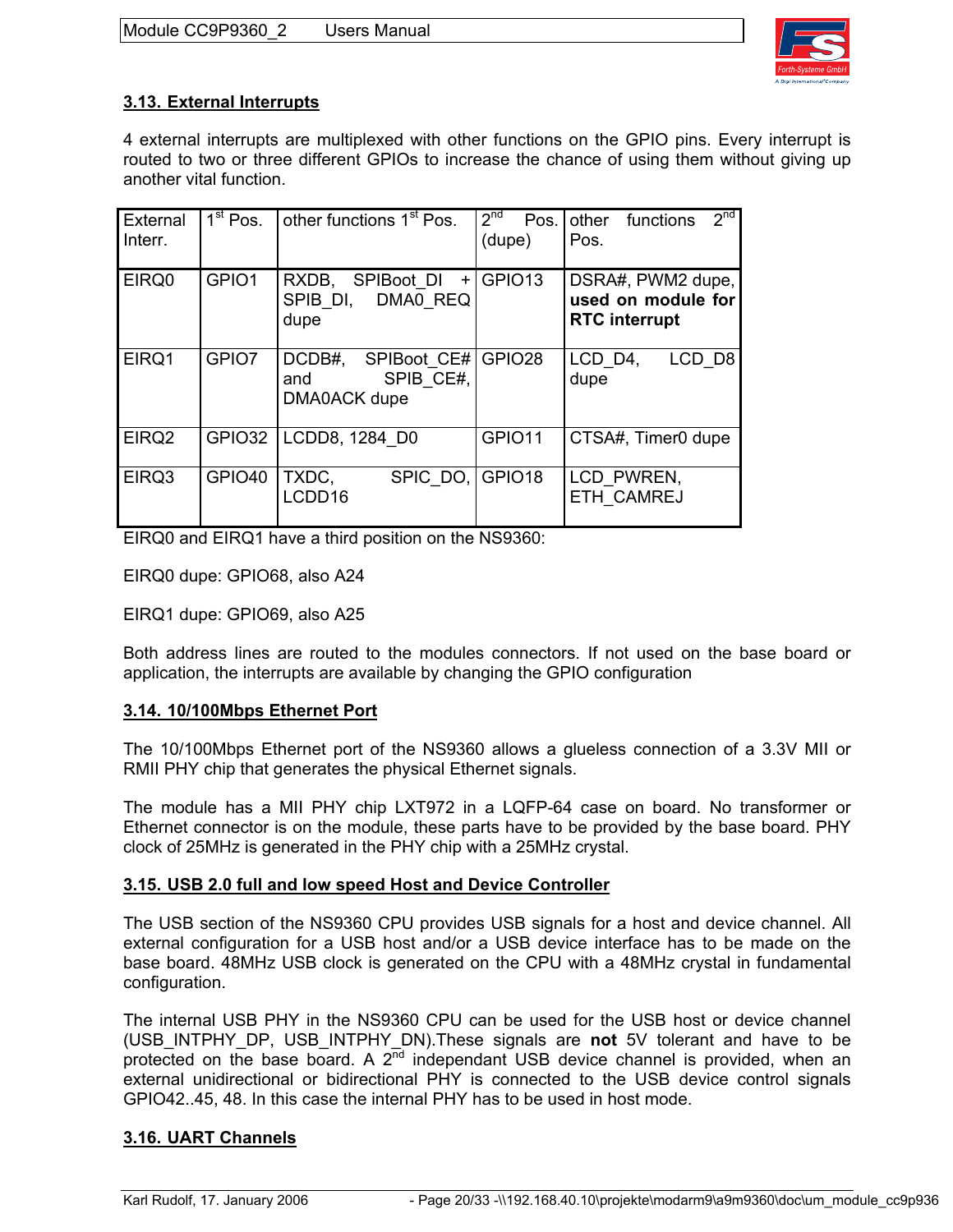### 3.13. External Interrupts

4 external interrupts are multiplexed with other functions on the GPIO pins. Every interrupt is routed to two or three different GPIOs to increase the chance of using them without giving up another vital function.

| External Interr. | 1st Pos. | other functions 1st Pos. | 2nd Pos. (dupe) | other functions 2nd Pos. |
|---|---|---|---|---|
| EIRQ0 | GPIO1 | RXDB, SPIBoot_DI + SPIB_DI, DMA0_REQ dupe | GPIO13 | DSRA#, PWM2 dupe, **used on module for RTC interrupt** |
| EIRQ1 | GPIO7 | DCDB#, SPIBoot_CE# and SPIB_CE#, DMA0ACK dupe | GPIO28 | LCD_D4, LCD_D8 dupe |
| EIRQ2 | GPIO32 | LCDD8, 1284_D0 | GPIO11 | CTSA#, Timer0 dupe |
| EIRQ3 | GPIO40 | TXDC, SPIC_DO, LCDD16 | GPIO18 | LCD_PWREN, ETH_CAMREJ |

EIRQ0 and EIRQ1 have a third position on the NS9360:

EIRQ0 dupe: GPIO68, also A24

EIRQ1 dupe: GPIO69, also A25

Both address lines are routed to the modules connectors. If not used on the base board or application, the interrupts are available by changing the GPIO configuration

### 3.14. 10/100Mbps Ethernet Port

The 10/100Mbps Ethernet port of the NS9360 allows a glueless connection of a 3.3V MII or RMII PHY chip that generates the physical Ethernet signals.

The module has a MII PHY chip LXT972 in a LQFP-64 case on board. No transformer or Ethernet connector is on the module, these parts have to be provided by the base board. PHY clock of 25MHz is generated in the PHY chip with a 25MHz crystal.

### 3.15. USB 2.0 full and low speed Host and Device Controller

The USB section of the NS9360 CPU provides USB signals for a host and device channel. All external configuration for a USB host and/or a USB device interface has to be made on the base board. 48MHz USB clock is generated on the CPU with a 48MHz crystal in fundamental configuration.

The internal USB PHY in the NS9360 CPU can be used for the USB host or device channel (USB_INTPHY_DP, USB_INTPHY_DN).These signals are **not** 5V tolerant and have to be protected on the base board. A 2nd independant USB device channel is provided, when an external unidirectional or bidirectional PHY is connected to the USB device control signals GPIO42..45, 48. In this case the internal PHY has to be used in host mode.

### 3.16. UART Channels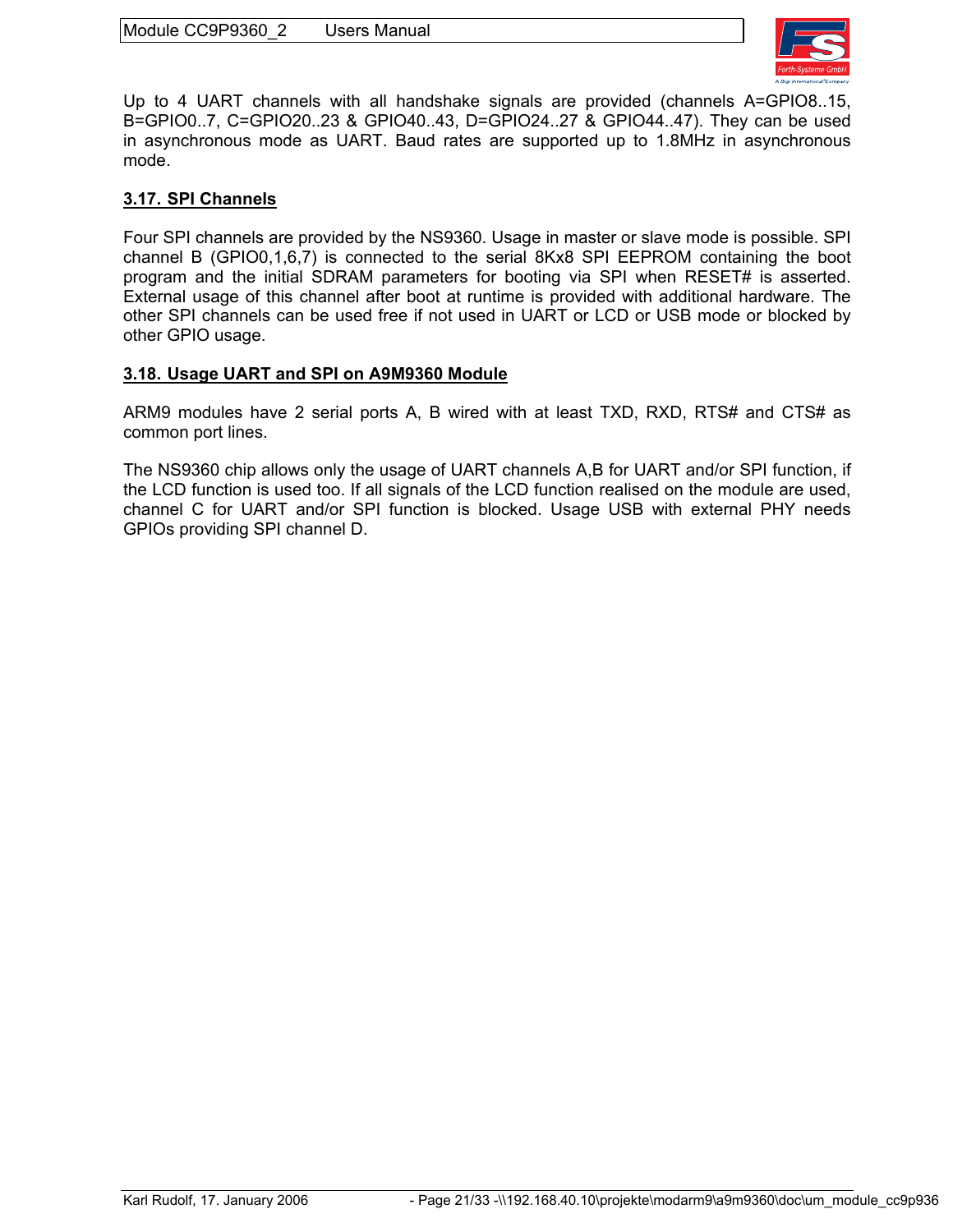Up to 4 UART channels with all handshake signals are provided (channels A=GPIO8..15, B=GPIO0..7, C=GPIO20..23 & GPIO40..43, D=GPIO24..27 & GPIO44..47). They can be used in asynchronous mode as UART. Baud rates are supported up to 1.8MHz in asynchronous mode.

## 3.17. SPI Channels

Four SPI channels are provided by the NS9360. Usage in master or slave mode is possible. SPI channel B (GPIO0,1,6,7) is connected to the serial 8Kx8 SPI EEPROM containing the boot program and the initial SDRAM parameters for booting via SPI when RESET# is asserted. External usage of this channel after boot at runtime is provided with additional hardware. The other SPI channels can be used free if not used in UART or LCD or USB mode or blocked by other GPIO usage.

## 3.18. Usage UART and SPI on A9M9360 Module

ARM9 modules have 2 serial ports A, B wired with at least TXD, RXD, RTS# and CTS# as common port lines.

The NS9360 chip allows only the usage of UART channels A,B for UART and/or SPI function, if the LCD function is used too. If all signals of the LCD function realised on the module are used, channel C for UART and/or SPI function is blocked. Usage USB with external PHY needs GPIOs providing SPI channel D.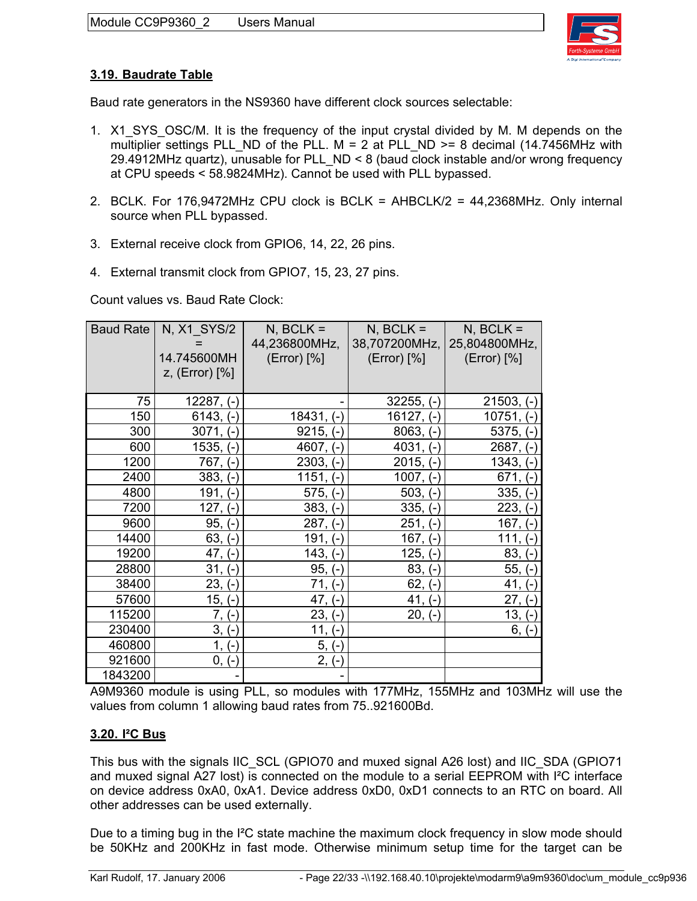## 3.19. Baudrate Table

Baud rate generators in the NS9360 have different clock sources selectable:

1. X1_SYS_OSC/M. It is the frequency of the input crystal divided by M. M depends on the multiplier settings PLL_ND of the PLL. M = 2 at PLL_ND >= 8 decimal (14.7456MHz with 29.4912MHz quartz), unusable for PLL_ND < 8 (baud clock instable and/or wrong frequency at CPU speeds < 58.9824MHz). Cannot be used with PLL bypassed.

2. BCLK. For 176,9472MHz CPU clock is BCLK = AHBCLK/2 = 44,2368MHz. Only internal source when PLL bypassed.

3. External receive clock from GPIO6, 14, 22, 26 pins.

4. External transmit clock from GPIO7, 15, 23, 27 pins.

Count values vs. Baud Rate Clock:

| Baud Rate | N, X1_SYS/2 = 14.745600MHz, (Error) [%] | N, BCLK = 44,236800MHz, (Error) [%] | N, BCLK = 38,707200MHz, (Error) [%] | N, BCLK = 25,804800MHz, (Error) [%] |
|---|---|---|---|---|
| 75 | 12287, (-) | - | 32255, (-) | 21503, (-) |
| 150 | 6143, (-) | 18431, (-) | 16127, (-) | 10751, (-) |
| 300 | 3071, (-) | 9215, (-) | 8063, (-) | 5375, (-) |
| 600 | 1535, (-) | 4607, (-) | 4031, (-) | 2687, (-) |
| 1200 | 767, (-) | 2303, (-) | 2015, (-) | 1343, (-) |
| 2400 | 383, (-) | 1151, (-) | 1007, (-) | 671, (-) |
| 4800 | 191, (-) | 575, (-) | 503, (-) | 335, (-) |
| 7200 | 127, (-) | 383, (-) | 335, (-) | 223, (-) |
| 9600 | 95, (-) | 287, (-) | 251, (-) | 167, (-) |
| 14400 | 63, (-) | 191, (-) | 167, (-) | 111, (-) |
| 19200 | 47, (-) | 143, (-) | 125, (-) | 83, (-) |
| 28800 | 31, (-) | 95, (-) | 83, (-) | 55, (-) |
| 38400 | 23, (-) | 71, (-) | 62, (-) | 41, (-) |
| 57600 | 15, (-) | 47, (-) | 41, (-) | 27, (-) |
| 115200 | 7, (-) | 23, (-) | 20, (-) | 13, (-) |
| 230400 | 3, (-) | 11, (-) | | 6, (-) |
| 460800 | 1, (-) | 5, (-) | | |
| 921600 | 0, (-) | 2, (-) | | |
| 1843200 | - | - | | |

A9M9360 module is using PLL, so modules with 177MHz, 155MHz and 103MHz will use the values from column 1 allowing baud rates from 75..921600Bd.

## 3.20. I²C Bus

This bus with the signals IIC_SCL (GPIO70 and muxed signal A26 lost) and IIC_SDA (GPIO71 and muxed signal A27 lost) is connected on the module to a serial EEPROM with I²C interface on device address 0xA0, 0xA1. Device address 0xD0, 0xD1 connects to an RTC on board. All other addresses can be used externally.

Due to a timing bug in the I²C state machine the maximum clock frequency in slow mode should be 50KHz and 200KHz in fast mode. Otherwise minimum setup time for the target can be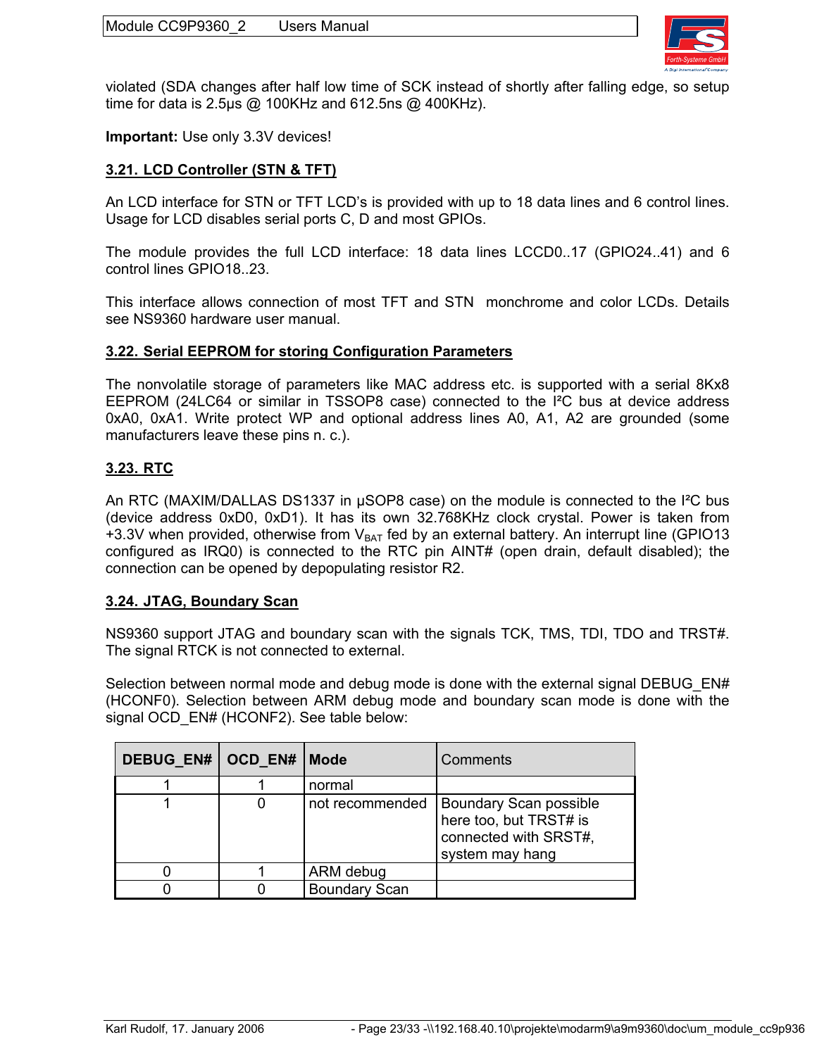violated (SDA changes after half low time of SCK instead of shortly after falling edge, so setup time for data is 2.5µs @ 100KHz and 612.5ns @ 400KHz).

**Important:** Use only 3.3V devices!

## 3.21. LCD Controller (STN & TFT)

An LCD interface for STN or TFT LCD's is provided with up to 18 data lines and 6 control lines. Usage for LCD disables serial ports C, D and most GPIOs.

The module provides the full LCD interface: 18 data lines LCCD0..17 (GPIO24..41) and 6 control lines GPIO18..23.

This interface allows connection of most TFT and STN monchrome and color LCDs. Details see NS9360 hardware user manual.

## 3.22. Serial EEPROM for storing Configuration Parameters

The nonvolatile storage of parameters like MAC address etc. is supported with a serial 8Kx8 EEPROM (24LC64 or similar in TSSOP8 case) connected to the I²C bus at device address 0xA0, 0xA1. Write protect WP and optional address lines A0, A1, A2 are grounded (some manufacturers leave these pins n. c.).

## 3.23. RTC

An RTC (MAXIM/DALLAS DS1337 in µSOP8 case) on the module is connected to the I²C bus (device address 0xD0, 0xD1). It has its own 32.768KHz clock crystal. Power is taken from +3.3V when provided, otherwise from $V_{BAT}$ fed by an external battery. An interrupt line (GPIO13 configured as IRQ0) is connected to the RTC pin AINT# (open drain, default disabled); the connection can be opened by depopulating resistor R2.

## 3.24. JTAG, Boundary Scan

NS9360 support JTAG and boundary scan with the signals TCK, TMS, TDI, TDO and TRST#. The signal RTCK is not connected to external.

Selection between normal mode and debug mode is done with the external signal DEBUG_EN# (HCONF0). Selection between ARM debug mode and boundary scan mode is done with the signal OCD_EN# (HCONF2). See table below:

| **DEBUG_EN#** | **OCD_EN#** | **Mode** | Comments |
|---|---|---|---|
| 1 | 1 | normal | |
| 1 | 0 | not recommended | Boundary Scan possible here too, but TRST# is connected with SRST#, system may hang |
| 0 | 1 | ARM debug | |
| 0 | 0 | Boundary Scan | |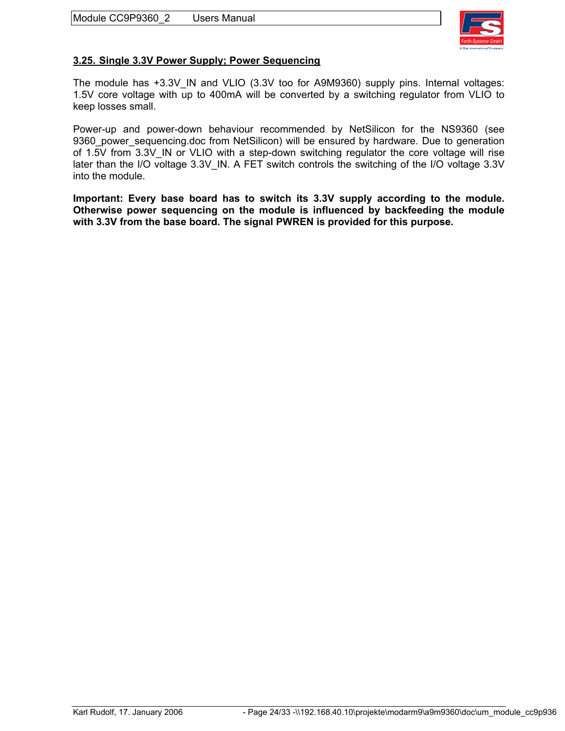## 3.25. Single 3.3V Power Supply; Power Sequencing

The module has +3.3V_IN and VLIO (3.3V too for A9M9360) supply pins. Internal voltages: 1.5V core voltage with up to 400mA will be converted by a switching regulator from VLIO to keep losses small.

Power-up and power-down behaviour recommended by NetSilicon for the NS9360 (see 9360_power_sequencing.doc from NetSilicon) will be ensured by hardware. Due to generation of 1.5V from 3.3V_IN or VLIO with a step-down switching regulator the core voltage will rise later than the I/O voltage 3.3V_IN. A FET switch controls the switching of the I/O voltage 3.3V into the module.

**Important: Every base board has to switch its 3.3V supply according to the module. Otherwise power sequencing on the module is influenced by backfeeding the module with 3.3V from the base board. The signal PWREN is provided for this purpose.**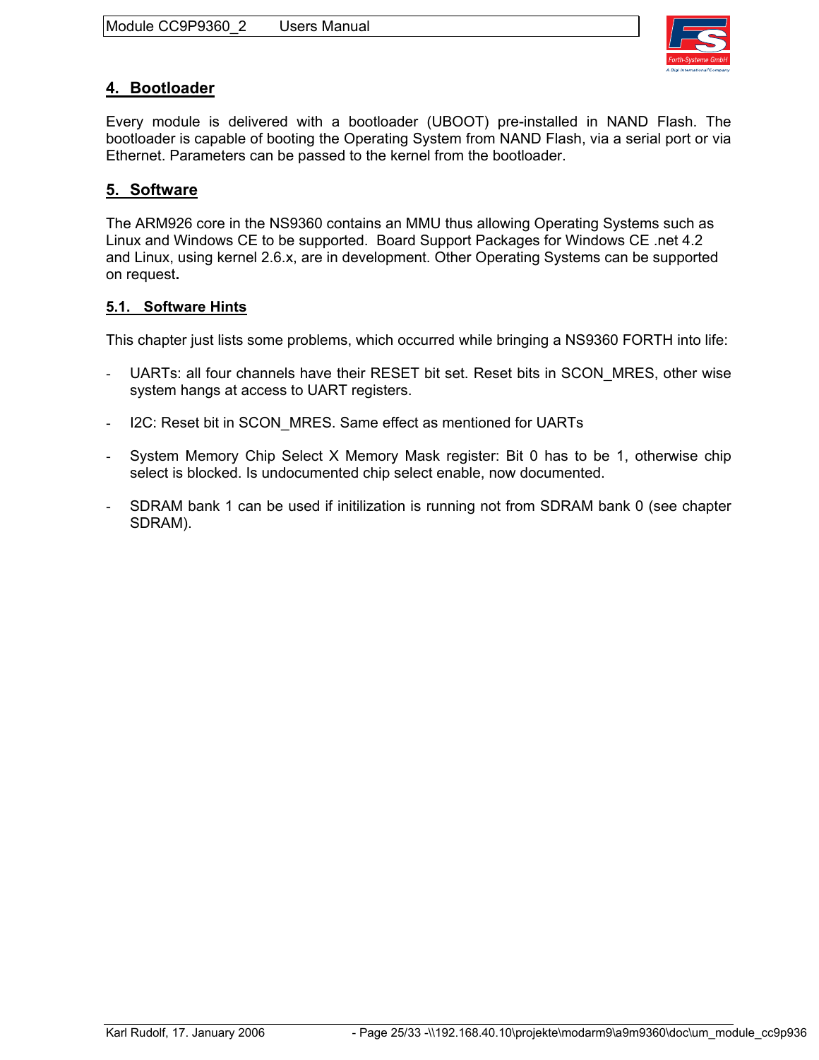# 4. Bootloader

Every module is delivered with a bootloader (UBOOT) pre-installed in NAND Flash. The bootloader is capable of booting the Operating System from NAND Flash, via a serial port or via Ethernet. Parameters can be passed to the kernel from the bootloader.

# 5. Software

The ARM926 core in the NS9360 contains an MMU thus allowing Operating Systems such as Linux and Windows CE to be supported. Board Support Packages for Windows CE .net 4.2 and Linux, using kernel 2.6.x, are in development. Other Operating Systems can be supported on request**.**

## 5.1. Software Hints

This chapter just lists some problems, which occurred while bringing a NS9360 FORTH into life:

- UARTs: all four channels have their RESET bit set. Reset bits in SCON_MRES, other wise system hangs at access to UART registers.
- I2C: Reset bit in SCON_MRES. Same effect as mentioned for UARTs
- System Memory Chip Select X Memory Mask register: Bit 0 has to be 1, otherwise chip select is blocked. Is undocumented chip select enable, now documented.
- SDRAM bank 1 can be used if initilization is running not from SDRAM bank 0 (see chapter SDRAM).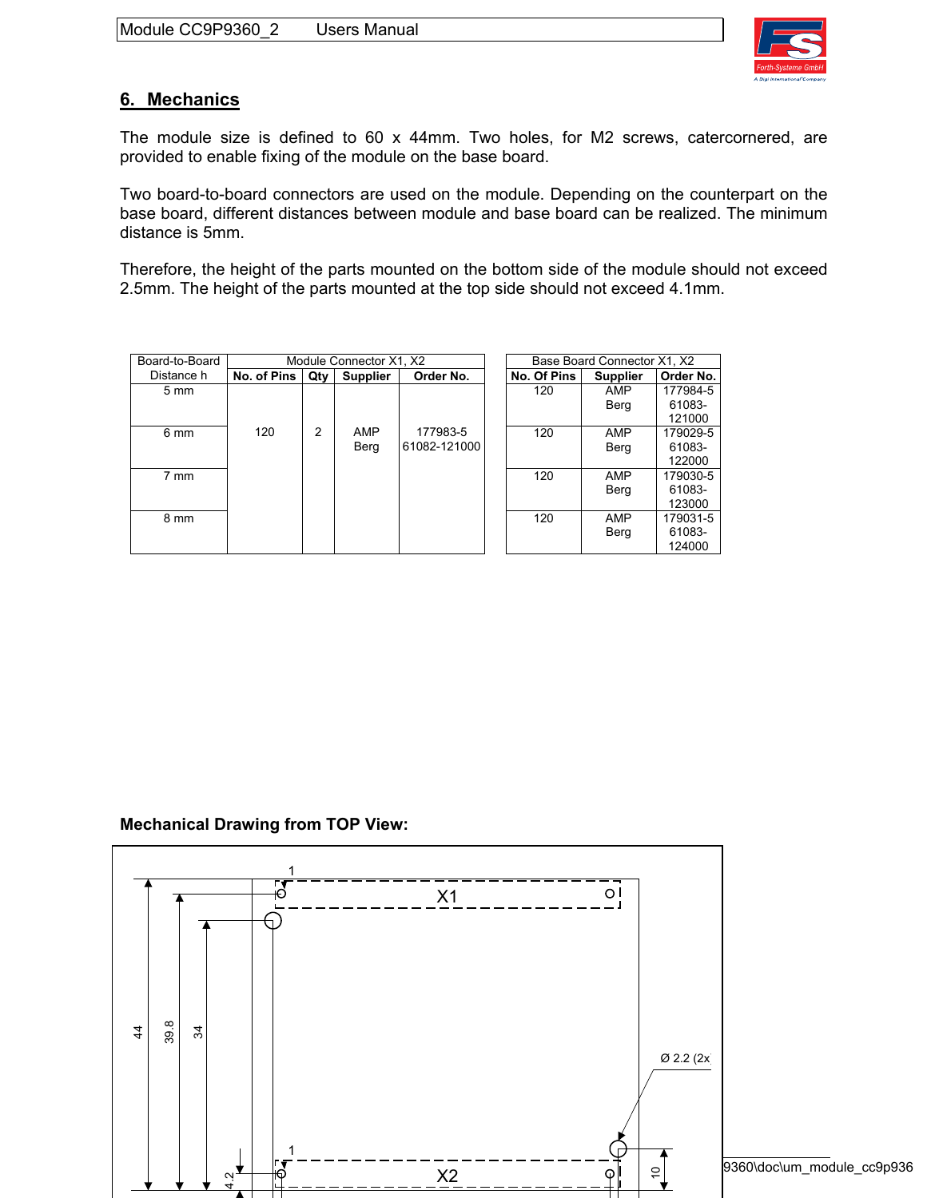## 6. Mechanics

The module size is defined to 60 x 44mm. Two holes, for M2 screws, catercornered, are provided to enable fixing of the module on the base board.

Two board-to-board connectors are used on the module. Depending on the counterpart on the base board, different distances between module and base board can be realized. The minimum distance is 5mm.

Therefore, the height of the parts mounted on the bottom side of the module should not exceed 2.5mm. The height of the parts mounted at the top side should not exceed 4.1mm.

| Board-to-Board Distance h | Module Connector X1, X2 | | | |
|---|---|---|---|---|
| | **No. of Pins** | **Qty** | **Supplier** | **Order No.** |
| 5 mm | 120 | 2 | AMP<br>Berg | 177983-5<br>61082-121000 |
| 6 mm | | | | |
| 7 mm | | | | |
| 8 mm | | | | |

| Base Board Connector X1, X2 | | |
|---|---|---|
| **No. Of Pins** | **Supplier** | **Order No.** |
| 120 | AMP<br>Berg | 177984-5<br>61083-121000 |
| 120 | AMP<br>Berg | 179029-5<br>61083-122000 |
| 120 | AMP<br>Berg | 179030-5<br>61083-123000 |
| 120 | AMP<br>Berg | 179031-5<br>61083-124000 |

**Mechanical Drawing from TOP View:**

1
X1
44
39.8
34
Ø 2.2 (2x
1
X2
4.2
10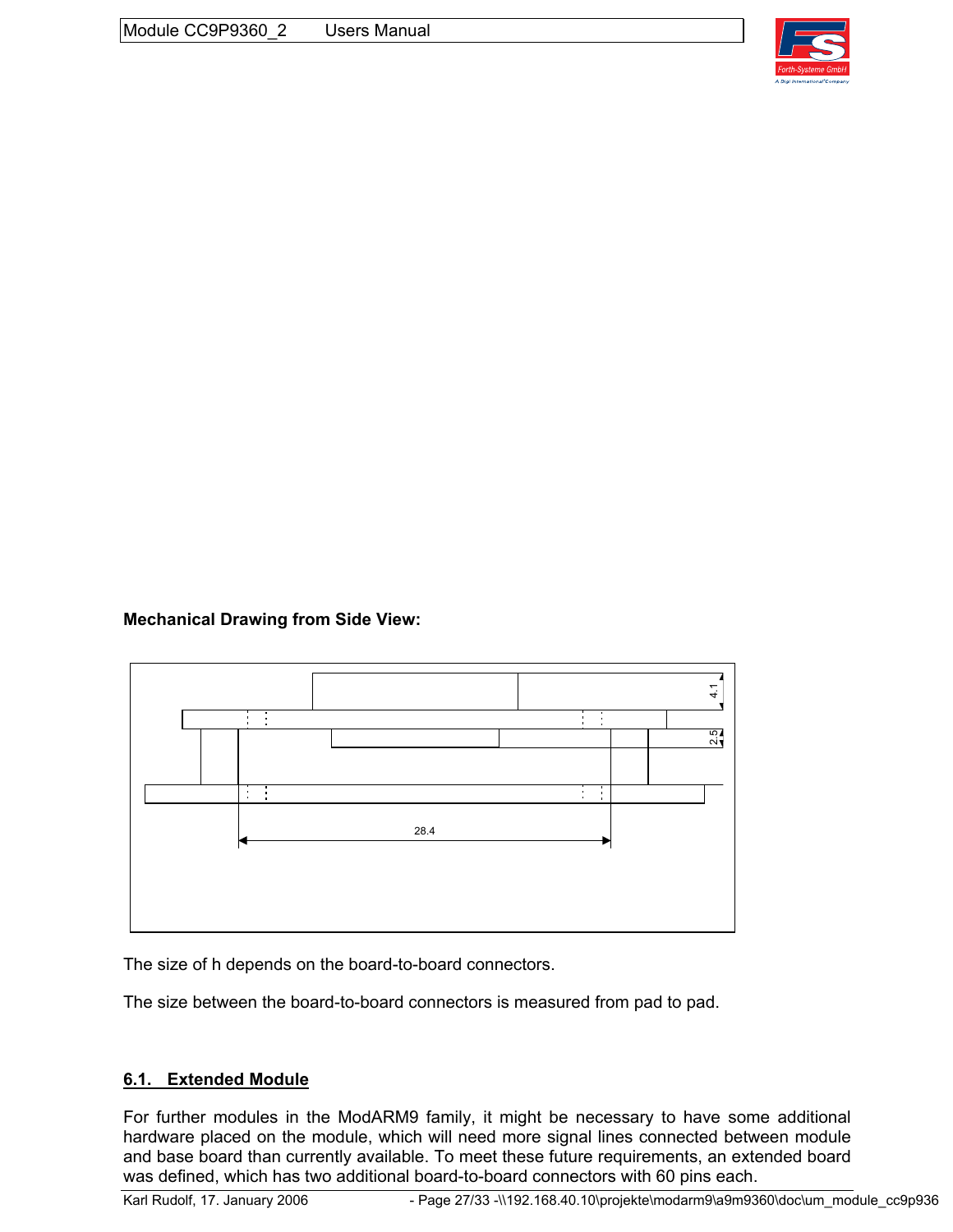**Mechanical Drawing from Side View:**

4.1

2.5

28.4

The size of h depends on the board-to-board connectors.

The size between the board-to-board connectors is measured from pad to pad.

## 6.1. Extended Module

For further modules in the ModARM9 family, it might be necessary to have some additional hardware placed on the module, which will need more signal lines connected between module and base board than currently available. To meet these future requirements, an extended board was defined, which has two additional board-to-board connectors with 60 pins each.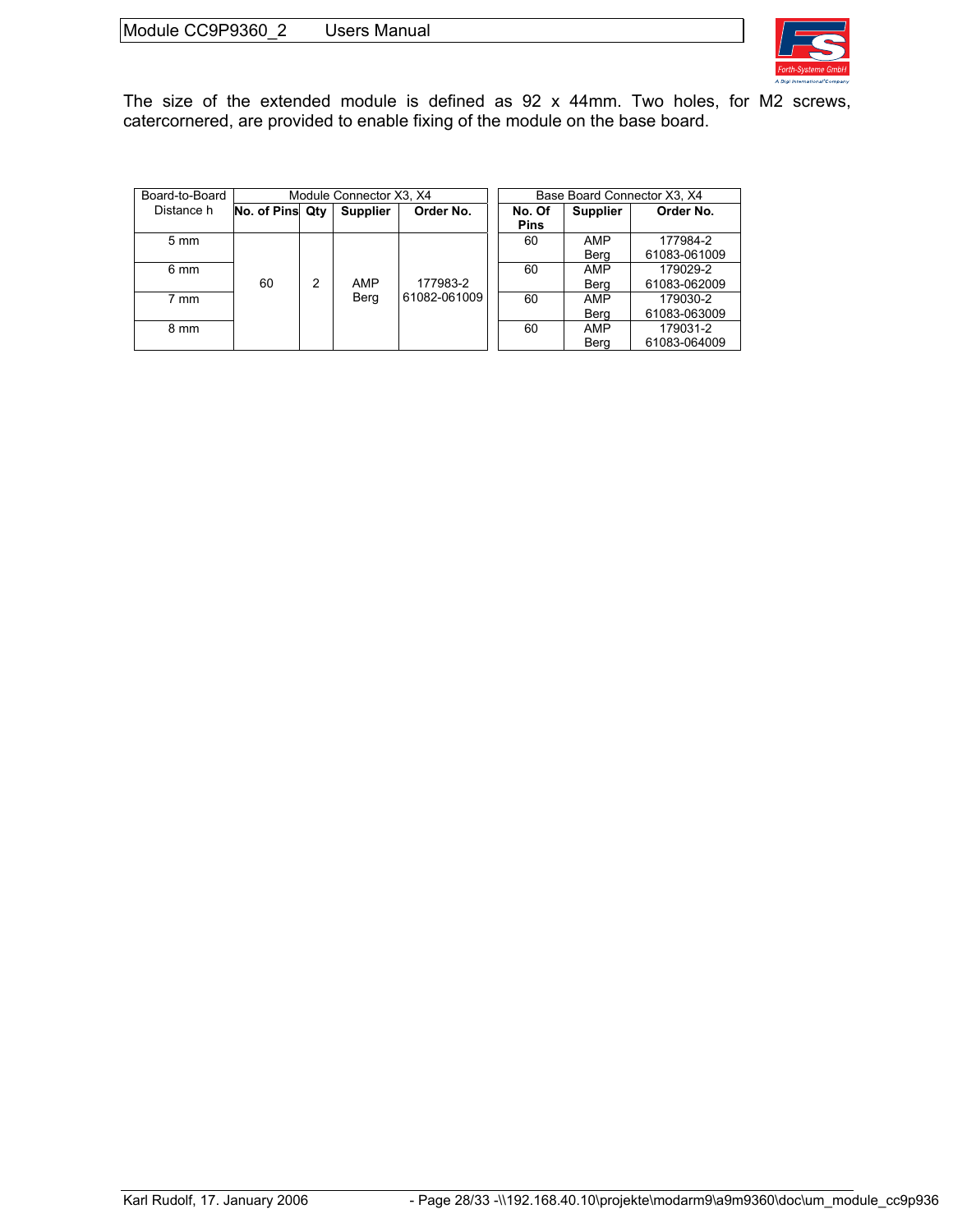The size of the extended module is defined as 92 x 44mm. Two holes, for M2 screws, catercornered, are provided to enable fixing of the module on the base board.

| Board-to-Board Distance h | Module Connector X3, X4 | | | | Base Board Connector X3, X4 | | |
|---|---|---|---|---|---|---|---|
| | **No. of Pins** | **Qty** | **Supplier** | **Order No.** | **No. Of Pins** | **Supplier** | **Order No.** |
| 5 mm | 60 | 2 | AMP Berg | 177983-2 61082-061009 | 60 | AMP Berg | 177984-2 61083-061009 |
| 6 mm | | | | | 60 | AMP Berg | 179029-2 61083-062009 |
| 7 mm | | | | | 60 | AMP Berg | 179030-2 61083-063009 |
| 8 mm | | | | | 60 | AMP Berg | 179031-2 61083-064009 |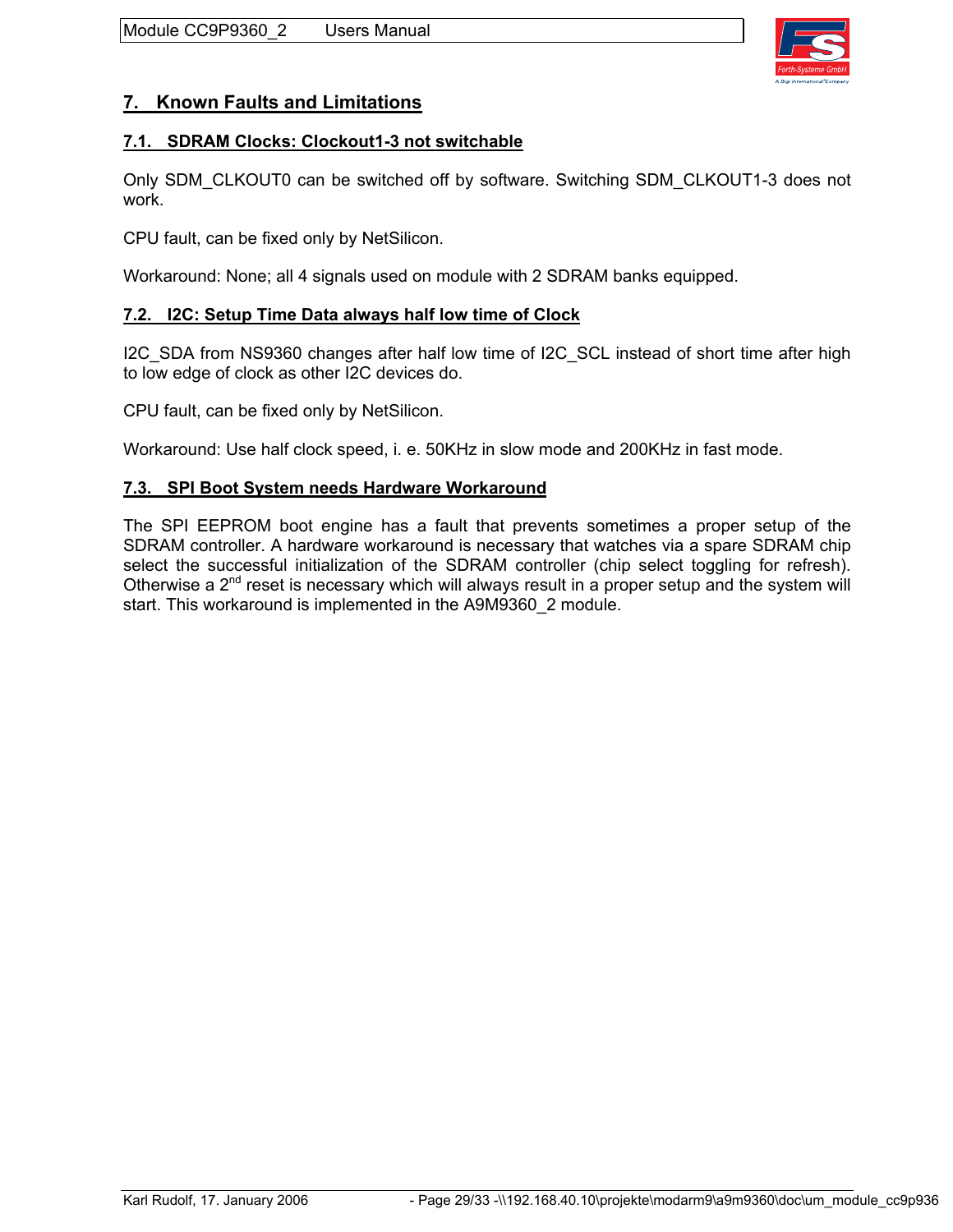# 7. Known Faults and Limitations

## 7.1. SDRAM Clocks: Clockout1-3 not switchable

Only SDM_CLKOUT0 can be switched off by software. Switching SDM_CLKOUT1-3 does not work.

CPU fault, can be fixed only by NetSilicon.

Workaround: None; all 4 signals used on module with 2 SDRAM banks equipped.

## 7.2. I2C: Setup Time Data always half low time of Clock

I2C_SDA from NS9360 changes after half low time of I2C_SCL instead of short time after high to low edge of clock as other I2C devices do.

CPU fault, can be fixed only by NetSilicon.

Workaround: Use half clock speed, i. e. 50KHz in slow mode and 200KHz in fast mode.

## 7.3. SPI Boot System needs Hardware Workaround

The SPI EEPROM boot engine has a fault that prevents sometimes a proper setup of the SDRAM controller. A hardware workaround is necessary that watches via a spare SDRAM chip select the successful initialization of the SDRAM controller (chip select toggling for refresh). Otherwise a 2nd reset is necessary which will always result in a proper setup and the system will start. This workaround is implemented in the A9M9360_2 module.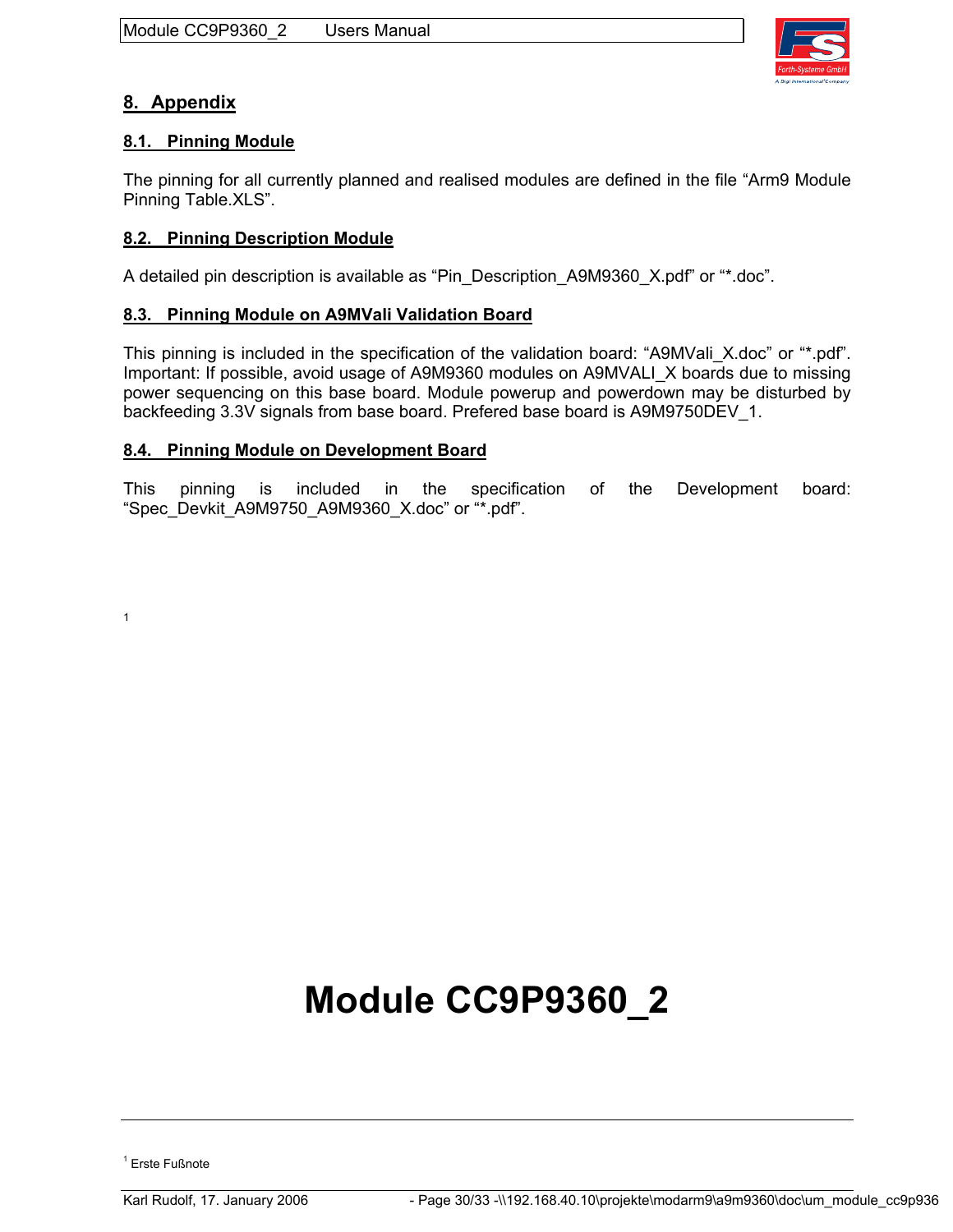# 8. Appendix

## 8.1. Pinning Module

The pinning for all currently planned and realised modules are defined in the file "Arm9 Module Pinning Table.XLS".

## 8.2. Pinning Description Module

A detailed pin description is available as "Pin_Description_A9M9360_X.pdf" or "*.doc".

## 8.3. Pinning Module on A9MVali Validation Board

This pinning is included in the specification of the validation board: "A9MVali_X.doc" or "*.pdf". Important: If possible, avoid usage of A9M9360 modules on A9MVALI_X boards due to missing power sequencing on this base board. Module powerup and powerdown may be disturbed by backfeeding 3.3V signals from base board. Prefered base board is A9M9750DEV_1.

## 8.4. Pinning Module on Development Board

This pinning is included in the specification of the Development board: "Spec_Devkit_A9M9750_A9M9360_X.doc" or "*.pdf".

[1]

# Module CC9P9360_2

[1] Erste Fußnote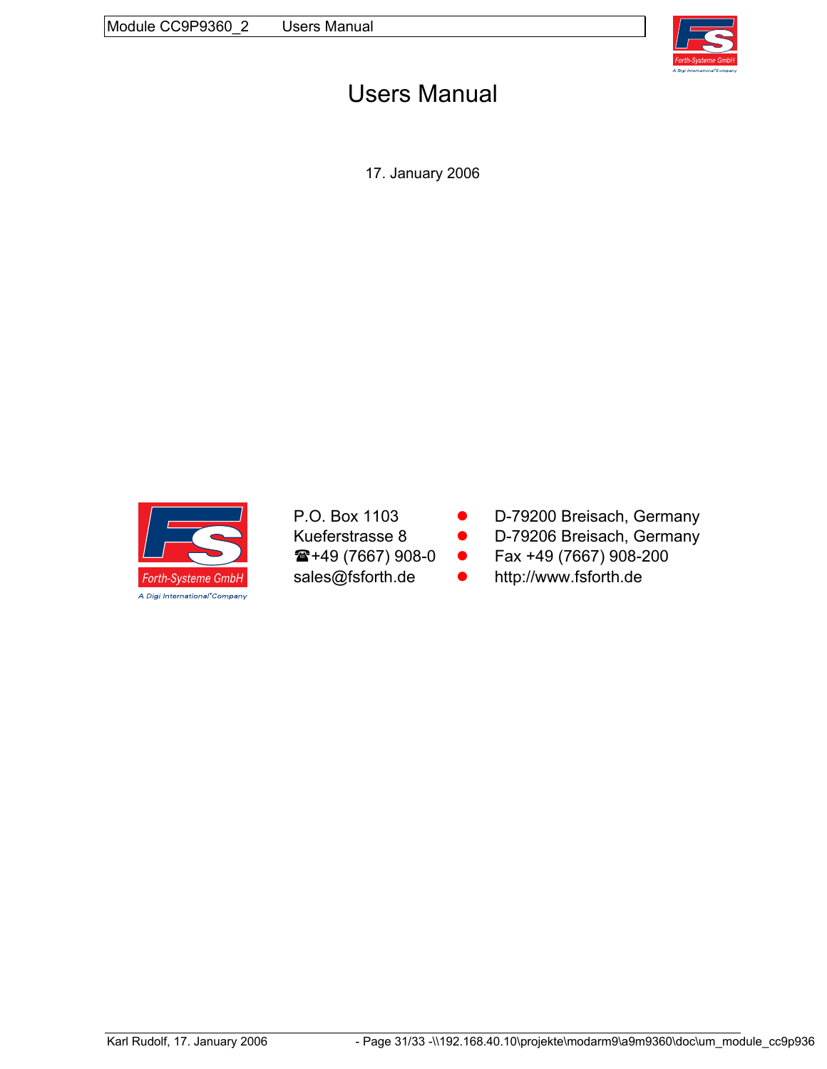# Users Manual

17. January 2006

P.O. Box 1103 ● D-79200 Breisach, Germany
Kueferstrasse 8 ● D-79206 Breisach, Germany
☎+49 (7667) 908-0 ● Fax +49 (7667) 908-200
sales@fsforth.de ● http://www.fsforth.de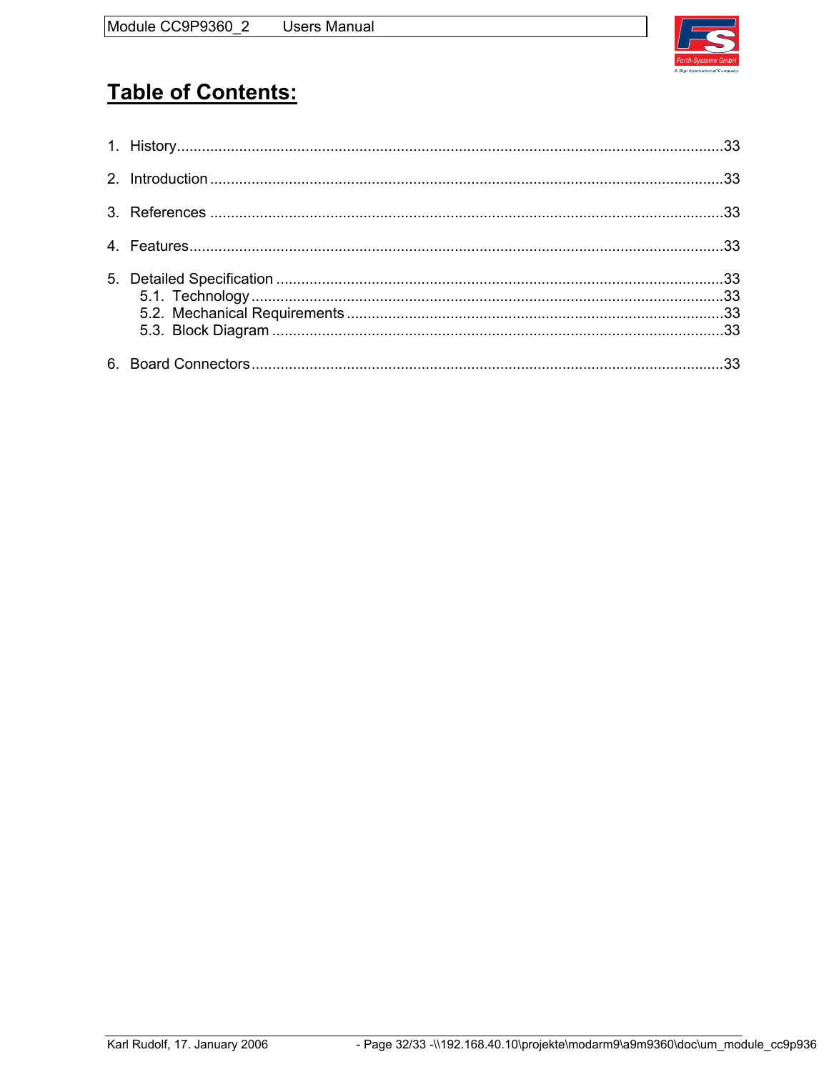# Table of Contents:

1. History....................................................................................................................................33

2. Introduction ...........................................................................................................................33

3. References ...........................................................................................................................33

4. Features.................................................................................................................................33

5. Detailed Specification ...........................................................................................................33
   - 5.1. Technology .................................................................................................................33
   - 5.2. Mechanical Requirements ..........................................................................................33
   - 5.3. Block Diagram ............................................................................................................33

6. Board Connectors..................................................................................................................33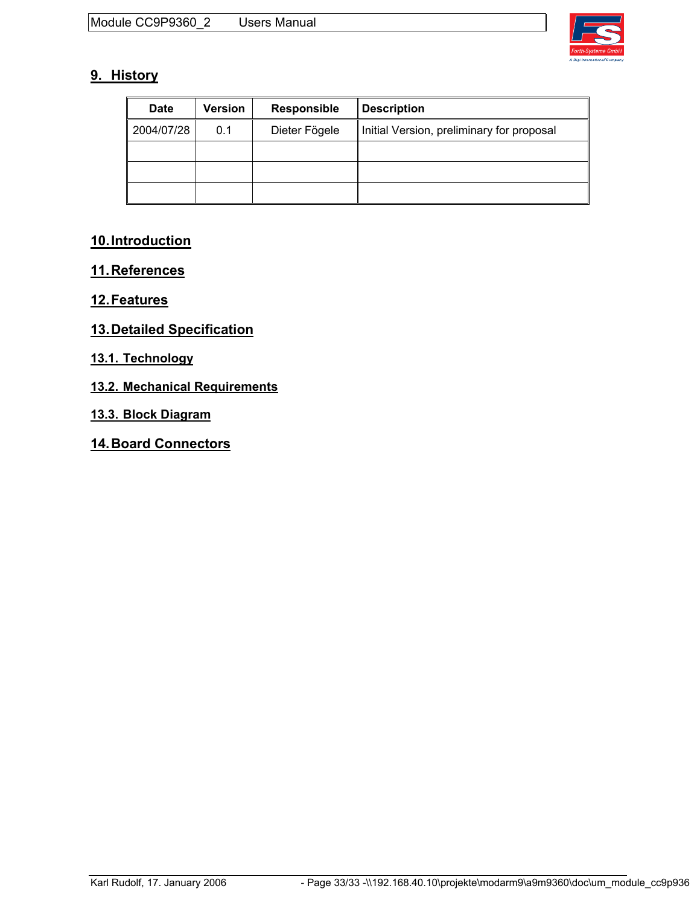## 9. History

| Date | Version | Responsible | Description |
|---|---|---|---|
| 2004/07/28 | 0.1 | Dieter Fögele | Initial Version, preliminary for proposal |
| | | | |
| | | | |
| | | | |

## 10. Introduction

## 11. References

## 12. Features

## 13. Detailed Specification

### 13.1. Technology

### 13.2. Mechanical Requirements

### 13.3. Block Diagram

## 14. Board Connectors